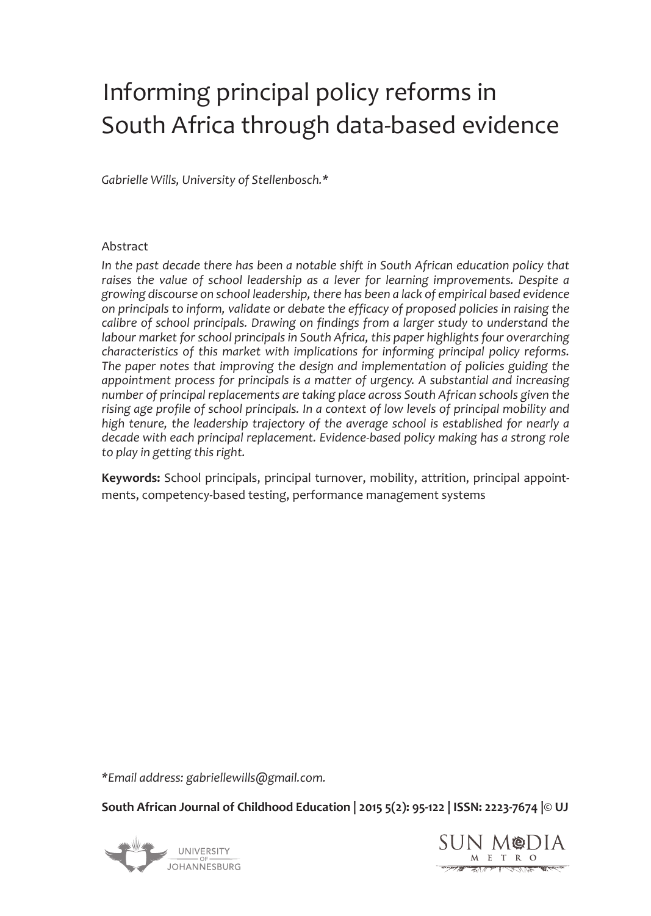# Informing principal policy reforms in South Africa through data-based evidence

*Gabrielle Wills, University of Stellenbosch.**

## Abstract

*In the past decade there has been a notable shift in South African education policy that raises the value of school leadership as a lever for learning improvements. Despite a growing discourse on school leadership, there has been a lack of empirical based evidence on principals to inform, validate or debate the efficacy of proposed policies in raising the calibre of school principals. Drawing on findings from a larger study to understand the labour market for school principals in South Africa, this paper highlights four overarching characteristics of this market with implications for informing principal policy reforms. The paper notes that improving the design and implementation of policies guiding the appointment process for principals is a matter of urgency. A substantial and increasing number of principal replacements are taking place across South African schools given the rising age profile of school principals. In a context of low levels of principal mobility and high tenure, the leadership trajectory of the average school is established for nearly a decade with each principal replacement. Evidence-based policy making has a strong role to play in getting this right.*

**Keywords:** School principals, principal turnover, mobility, attrition, principal appointments, competency-based testing, performance management systems

*Email address: gabriellewills@gmail.com.

**South African Journal of Childhood Education | 2015 5(2): 95-122 | ISSN: 2223-7674 |© UJ**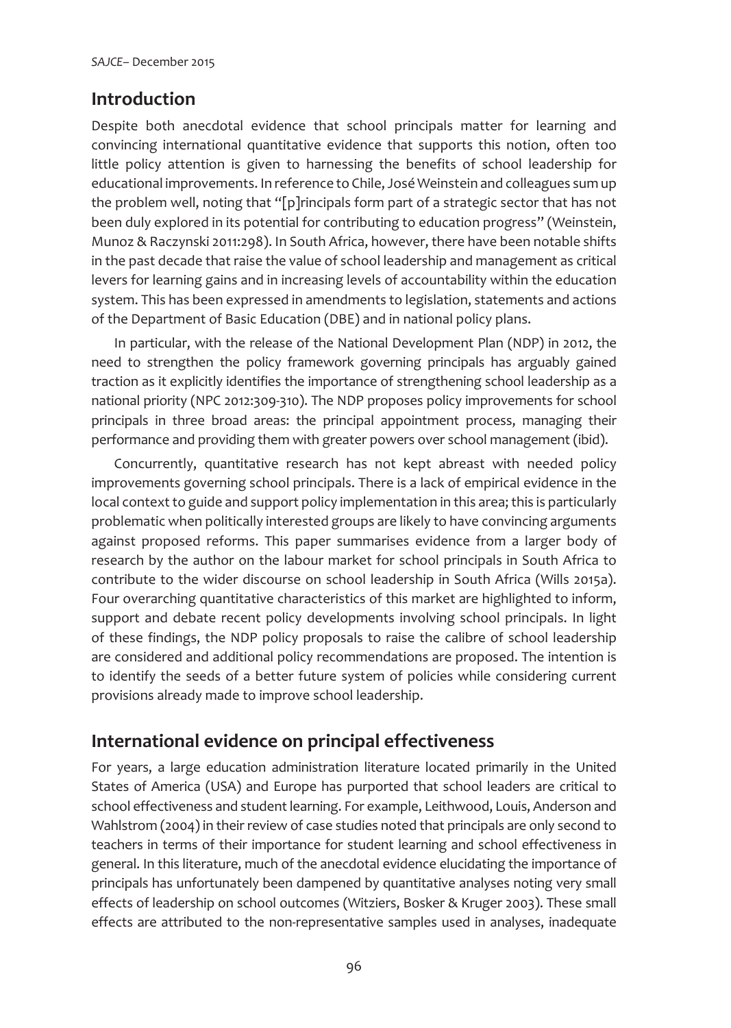## Introduction

Despite both anecdotal evidence that school principals matter for learning and convincing international quantitative evidence that supports this notion, often too little policy attention is given to harnessing the benefits of school leadership for educational improvements. In reference to Chile, José Weinstein and colleagues sum up the problem well, noting that "[p]rincipals form part of a strategic sector that has not been duly explored in its potential for contributing to education progress" (Weinstein, Munoz & Raczynski 2011:298). In South Africa, however, there have been notable shifts in the past decade that raise the value of school leadership and management as critical levers for learning gains and in increasing levels of accountability within the education system. This has been expressed in amendments to legislation, statements and actions of the Department of Basic Education (DBE) and in national policy plans.

In particular, with the release of the National Development Plan (NDP) in 2012, the need to strengthen the policy framework governing principals has arguably gained traction as it explicitly identifies the importance of strengthening school leadership as a national priority (NPC 2012:309-310). The NDP proposes policy improvements for school principals in three broad areas: the principal appointment process, managing their performance and providing them with greater powers over school management (ibid).

Concurrently, quantitative research has not kept abreast with needed policy improvements governing school principals. There is a lack of empirical evidence in the local context to guide and support policy implementation in this area; this is particularly problematic when politically interested groups are likely to have convincing arguments against proposed reforms. This paper summarises evidence from a larger body of research by the author on the labour market for school principals in South Africa to contribute to the wider discourse on school leadership in South Africa (Wills 2015a). Four overarching quantitative characteristics of this market are highlighted to inform, support and debate recent policy developments involving school principals. In light of these findings, the NDP policy proposals to raise the calibre of school leadership are considered and additional policy recommendations are proposed. The intention is to identify the seeds of a better future system of policies while considering current provisions already made to improve school leadership.

## International evidence on principal effectiveness

For years, a large education administration literature located primarily in the United States of America (USA) and Europe has purported that school leaders are critical to school effectiveness and student learning. For example, Leithwood, Louis, Anderson and Wahlstrom (2004) in their review of case studies noted that principals are only second to teachers in terms of their importance for student learning and school effectiveness in general. In this literature, much of the anecdotal evidence elucidating the importance of principals has unfortunately been dampened by quantitative analyses noting very small effects of leadership on school outcomes (Witziers, Bosker & Kruger 2003). These small effects are attributed to the non-representative samples used in analyses, inadequate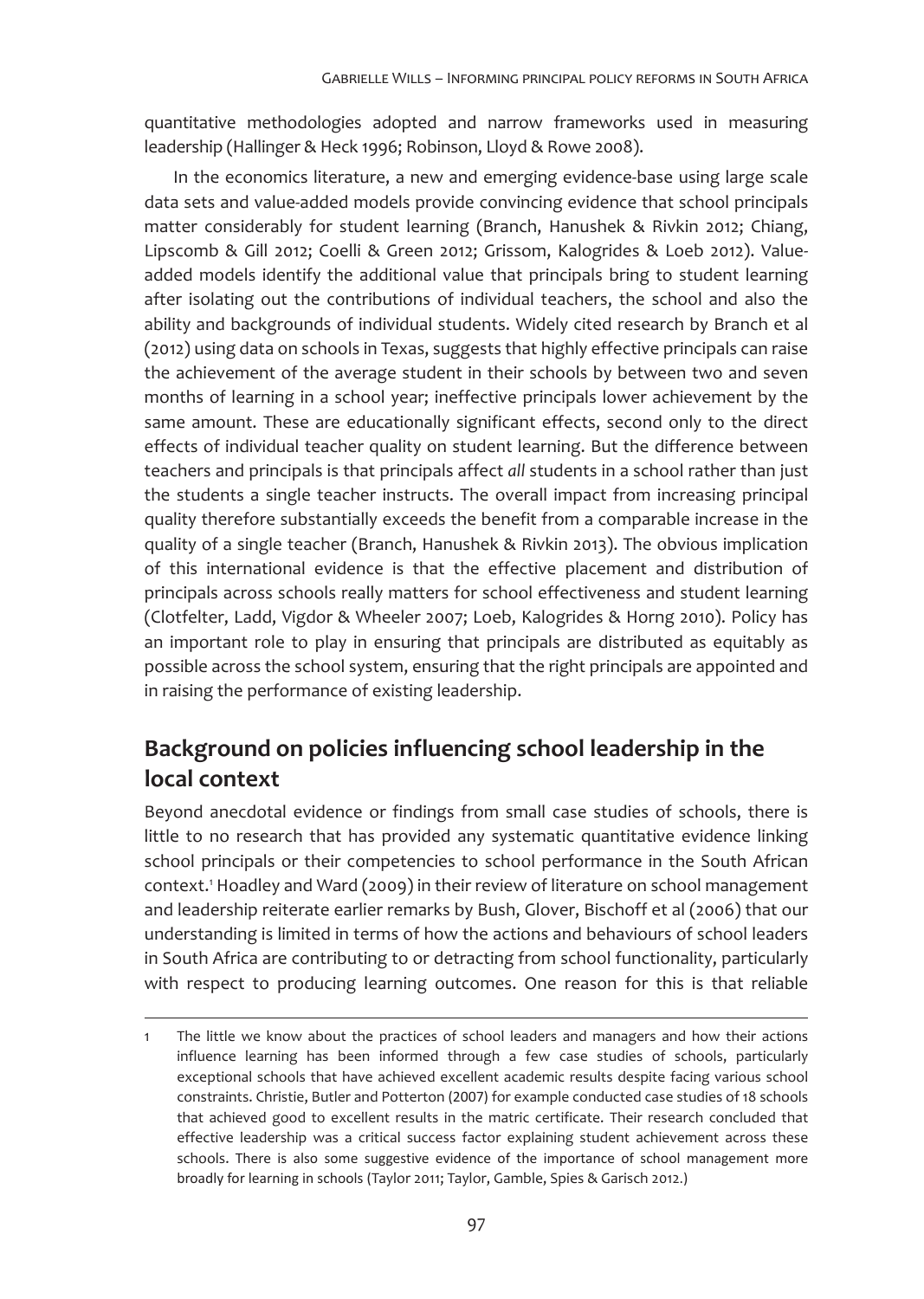quantitative methodologies adopted and narrow frameworks used in measuring leadership (Hallinger & Heck 1996; Robinson, Lloyd & Rowe 2008).

In the economics literature, a new and emerging evidence-base using large scale data sets and value-added models provide convincing evidence that school principals matter considerably for student learning (Branch, Hanushek & Rivkin 2012; Chiang, Lipscomb & Gill 2012; Coelli & Green 2012; Grissom, Kalogrides & Loeb 2012). Value-added models identify the additional value that principals bring to student learning after isolating out the contributions of individual teachers, the school and also the ability and backgrounds of individual students. Widely cited research by Branch et al (2012) using data on schools in Texas, suggests that highly effective principals can raise the achievement of the average student in their schools by between two and seven months of learning in a school year; ineffective principals lower achievement by the same amount. These are educationally significant effects, second only to the direct effects of individual teacher quality on student learning. But the difference between teachers and principals is that principals affect *all* students in a school rather than just the students a single teacher instructs. The overall impact from increasing principal quality therefore substantially exceeds the benefit from a comparable increase in the quality of a single teacher (Branch, Hanushek & Rivkin 2013). The obvious implication of this international evidence is that the effective placement and distribution of principals across schools really matters for school effectiveness and student learning (Clotfelter, Ladd, Vigdor & Wheeler 2007; Loeb, Kalogrides & Horng 2010). Policy has an important role to play in ensuring that principals are distributed as equitably as possible across the school system, ensuring that the right principals are appointed and in raising the performance of existing leadership.

## Background on policies influencing school leadership in the local context

Beyond anecdotal evidence or findings from small case studies of schools, there is little to no research that has provided any systematic quantitative evidence linking school principals or their competencies to school performance in the South African context.[1] Hoadley and Ward (2009) in their review of literature on school management and leadership reiterate earlier remarks by Bush, Glover, Bischoff et al (2006) that our understanding is limited in terms of how the actions and behaviours of school leaders in South Africa are contributing to or detracting from school functionality, particularly with respect to producing learning outcomes. One reason for this is that reliable

[1] The little we know about the practices of school leaders and managers and how their actions influence learning has been informed through a few case studies of schools, particularly exceptional schools that have achieved excellent academic results despite facing various school constraints. Christie, Butler and Potterton (2007) for example conducted case studies of 18 schools that achieved good to excellent results in the matric certificate. Their research concluded that effective leadership was a critical success factor explaining student achievement across these schools. There is also some suggestive evidence of the importance of school management more broadly for learning in schools (Taylor 2011; Taylor, Gamble, Spies & Garisch 2012.)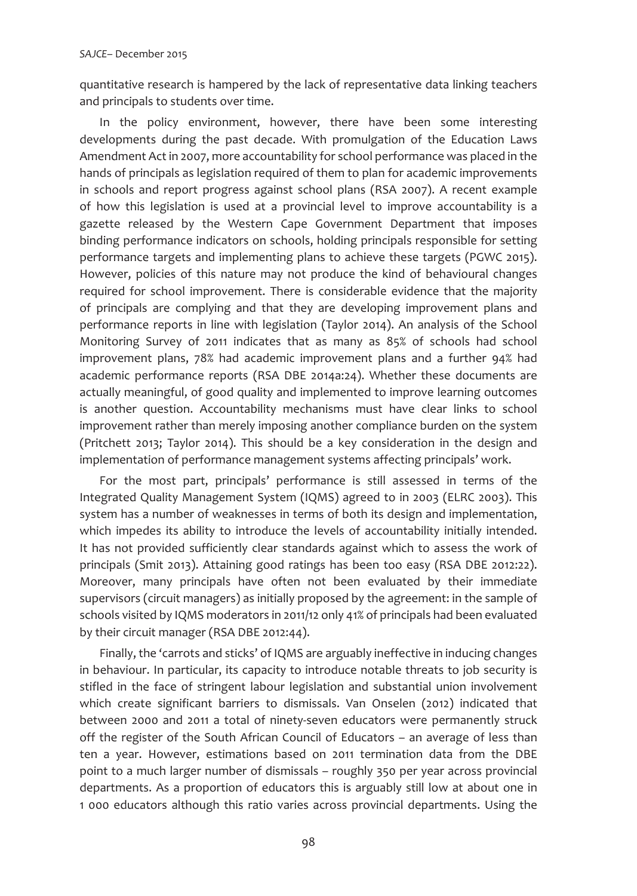quantitative research is hampered by the lack of representative data linking teachers and principals to students over time.

In the policy environment, however, there have been some interesting developments during the past decade. With promulgation of the Education Laws Amendment Act in 2007, more accountability for school performance was placed in the hands of principals as legislation required of them to plan for academic improvements in schools and report progress against school plans (RSA 2007). A recent example of how this legislation is used at a provincial level to improve accountability is a gazette released by the Western Cape Government Department that imposes binding performance indicators on schools, holding principals responsible for setting performance targets and implementing plans to achieve these targets (PGWC 2015). However, policies of this nature may not produce the kind of behavioural changes required for school improvement. There is considerable evidence that the majority of principals are complying and that they are developing improvement plans and performance reports in line with legislation (Taylor 2014). An analysis of the School Monitoring Survey of 2011 indicates that as many as 85% of schools had school improvement plans, 78% had academic improvement plans and a further 94% had academic performance reports (RSA DBE 2014a:24). Whether these documents are actually meaningful, of good quality and implemented to improve learning outcomes is another question. Accountability mechanisms must have clear links to school improvement rather than merely imposing another compliance burden on the system (Pritchett 2013; Taylor 2014). This should be a key consideration in the design and implementation of performance management systems affecting principals' work.

For the most part, principals' performance is still assessed in terms of the Integrated Quality Management System (IQMS) agreed to in 2003 (ELRC 2003). This system has a number of weaknesses in terms of both its design and implementation, which impedes its ability to introduce the levels of accountability initially intended. It has not provided sufficiently clear standards against which to assess the work of principals (Smit 2013). Attaining good ratings has been too easy (RSA DBE 2012:22). Moreover, many principals have often not been evaluated by their immediate supervisors (circuit managers) as initially proposed by the agreement: in the sample of schools visited by IQMS moderators in 2011/12 only 41% of principals had been evaluated by their circuit manager (RSA DBE 2012:44).

Finally, the 'carrots and sticks' of IQMS are arguably ineffective in inducing changes in behaviour. In particular, its capacity to introduce notable threats to job security is stifled in the face of stringent labour legislation and substantial union involvement which create significant barriers to dismissals. Van Onselen (2012) indicated that between 2000 and 2011 a total of ninety-seven educators were permanently struck off the register of the South African Council of Educators – an average of less than ten a year. However, estimations based on 2011 termination data from the DBE point to a much larger number of dismissals – roughly 350 per year across provincial departments. As a proportion of educators this is arguably still low at about one in 1 000 educators although this ratio varies across provincial departments. Using the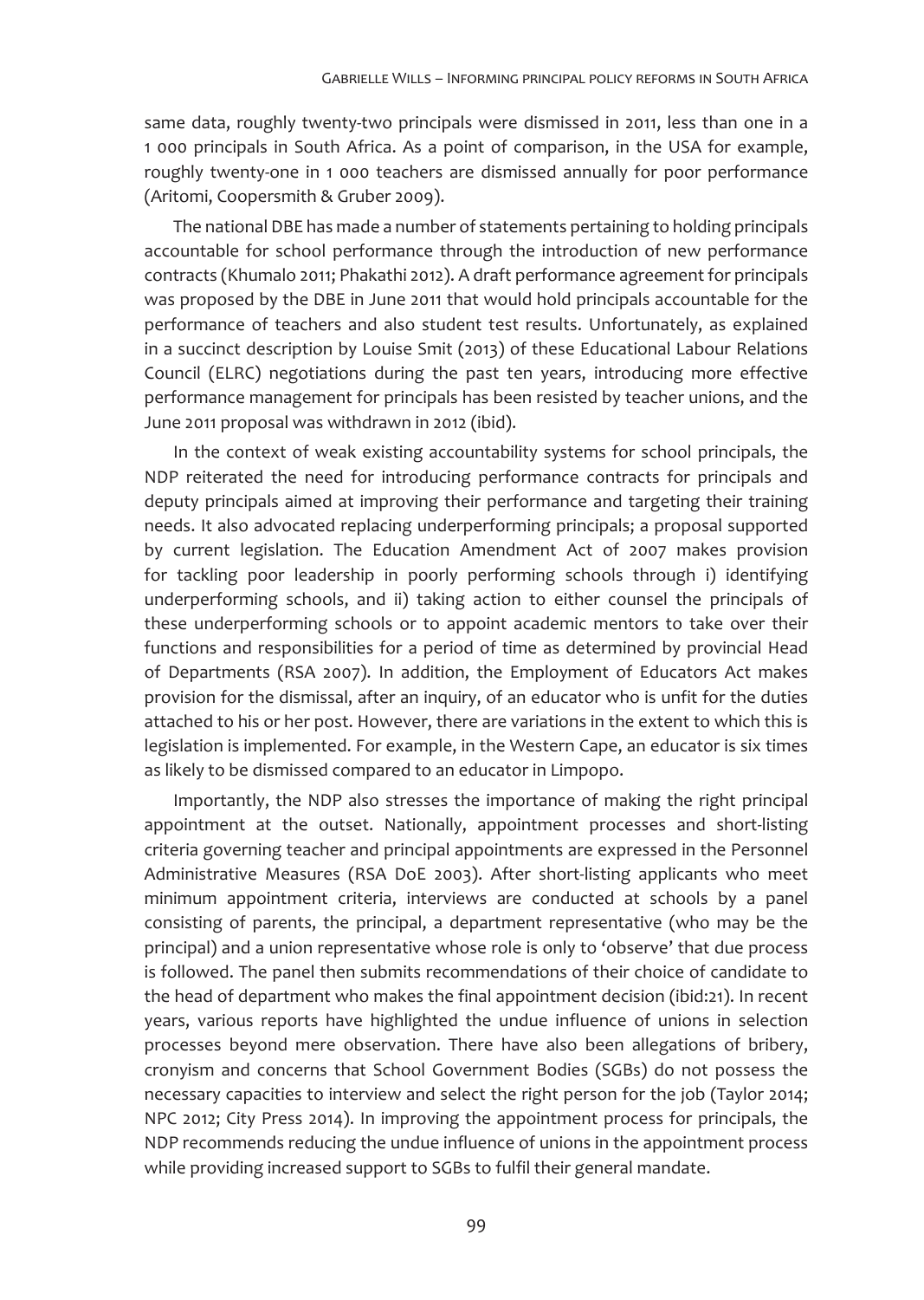same data, roughly twenty-two principals were dismissed in 2011, less than one in a 1 000 principals in South Africa. As a point of comparison, in the USA for example, roughly twenty-one in 1 000 teachers are dismissed annually for poor performance (Aritomi, Coopersmith & Gruber 2009).

The national DBE has made a number of statements pertaining to holding principals accountable for school performance through the introduction of new performance contracts (Khumalo 2011; Phakathi 2012). A draft performance agreement for principals was proposed by the DBE in June 2011 that would hold principals accountable for the performance of teachers and also student test results. Unfortunately, as explained in a succinct description by Louise Smit (2013) of these Educational Labour Relations Council (ELRC) negotiations during the past ten years, introducing more effective performance management for principals has been resisted by teacher unions, and the June 2011 proposal was withdrawn in 2012 (ibid).

In the context of weak existing accountability systems for school principals, the NDP reiterated the need for introducing performance contracts for principals and deputy principals aimed at improving their performance and targeting their training needs. It also advocated replacing underperforming principals; a proposal supported by current legislation. The Education Amendment Act of 2007 makes provision for tackling poor leadership in poorly performing schools through i) identifying underperforming schools, and ii) taking action to either counsel the principals of these underperforming schools or to appoint academic mentors to take over their functions and responsibilities for a period of time as determined by provincial Head of Departments (RSA 2007). In addition, the Employment of Educators Act makes provision for the dismissal, after an inquiry, of an educator who is unfit for the duties attached to his or her post. However, there are variations in the extent to which this is legislation is implemented. For example, in the Western Cape, an educator is six times as likely to be dismissed compared to an educator in Limpopo.

Importantly, the NDP also stresses the importance of making the right principal appointment at the outset. Nationally, appointment processes and short-listing criteria governing teacher and principal appointments are expressed in the Personnel Administrative Measures (RSA DoE 2003). After short-listing applicants who meet minimum appointment criteria, interviews are conducted at schools by a panel consisting of parents, the principal, a department representative (who may be the principal) and a union representative whose role is only to 'observe' that due process is followed. The panel then submits recommendations of their choice of candidate to the head of department who makes the final appointment decision (ibid:21). In recent years, various reports have highlighted the undue influence of unions in selection processes beyond mere observation. There have also been allegations of bribery, cronyism and concerns that School Government Bodies (SGBs) do not possess the necessary capacities to interview and select the right person for the job (Taylor 2014; NPC 2012; City Press 2014). In improving the appointment process for principals, the NDP recommends reducing the undue influence of unions in the appointment process while providing increased support to SGBs to fulfil their general mandate.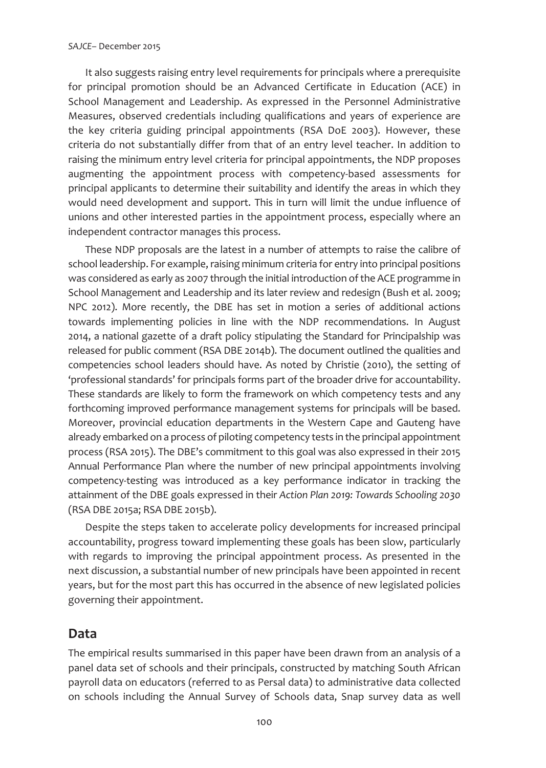It also suggests raising entry level requirements for principals where a prerequisite for principal promotion should be an Advanced Certificate in Education (ACE) in School Management and Leadership. As expressed in the Personnel Administrative Measures, observed credentials including qualifications and years of experience are the key criteria guiding principal appointments (RSA DoE 2003). However, these criteria do not substantially differ from that of an entry level teacher. In addition to raising the minimum entry level criteria for principal appointments, the NDP proposes augmenting the appointment process with competency-based assessments for principal applicants to determine their suitability and identify the areas in which they would need development and support. This in turn will limit the undue influence of unions and other interested parties in the appointment process, especially where an independent contractor manages this process.

These NDP proposals are the latest in a number of attempts to raise the calibre of school leadership. For example, raising minimum criteria for entry into principal positions was considered as early as 2007 through the initial introduction of the ACE programme in School Management and Leadership and its later review and redesign (Bush et al. 2009; NPC 2012). More recently, the DBE has set in motion a series of additional actions towards implementing policies in line with the NDP recommendations. In August 2014, a national gazette of a draft policy stipulating the Standard for Principalship was released for public comment (RSA DBE 2014b). The document outlined the qualities and competencies school leaders should have. As noted by Christie (2010), the setting of 'professional standards' for principals forms part of the broader drive for accountability. These standards are likely to form the framework on which competency tests and any forthcoming improved performance management systems for principals will be based. Moreover, provincial education departments in the Western Cape and Gauteng have already embarked on a process of piloting competency tests in the principal appointment process (RSA 2015). The DBE's commitment to this goal was also expressed in their 2015 Annual Performance Plan where the number of new principal appointments involving competency-testing was introduced as a key performance indicator in tracking the attainment of the DBE goals expressed in their *Action Plan 2019: Towards Schooling 2030* (RSA DBE 2015a; RSA DBE 2015b).

Despite the steps taken to accelerate policy developments for increased principal accountability, progress toward implementing these goals has been slow, particularly with regards to improving the principal appointment process. As presented in the next discussion, a substantial number of new principals have been appointed in recent years, but for the most part this has occurred in the absence of new legislated policies governing their appointment.

## Data

The empirical results summarised in this paper have been drawn from an analysis of a panel data set of schools and their principals, constructed by matching South African payroll data on educators (referred to as Persal data) to administrative data collected on schools including the Annual Survey of Schools data, Snap survey data as well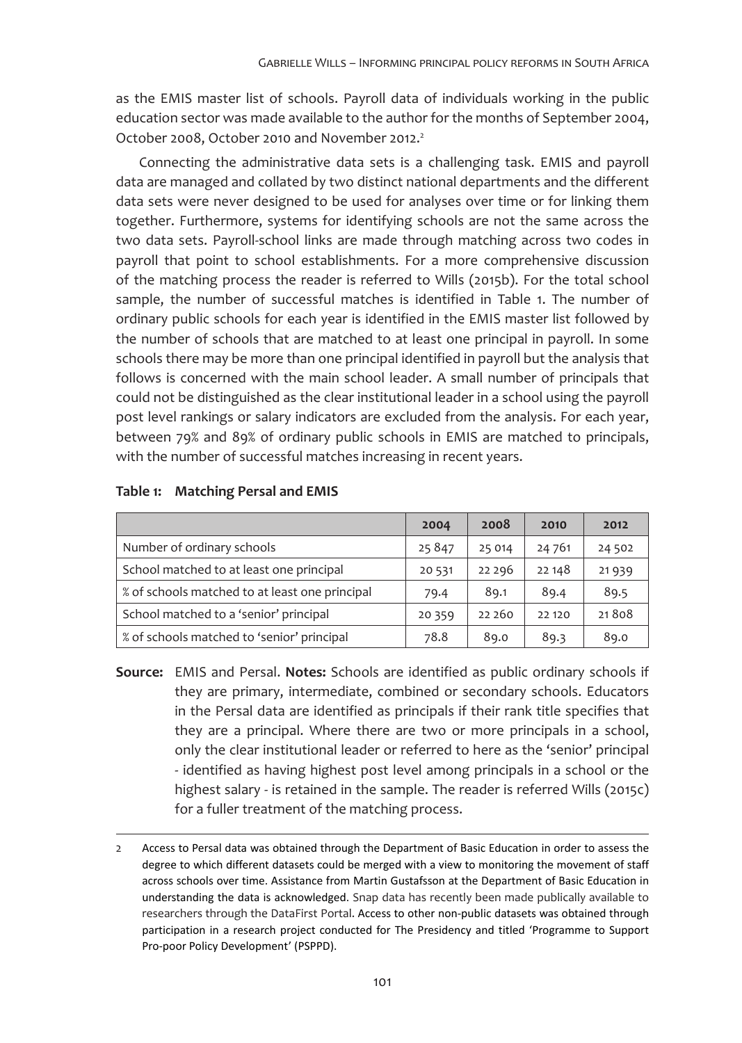as the EMIS master list of schools. Payroll data of individuals working in the public education sector was made available to the author for the months of September 2004, October 2008, October 2010 and November 2012.[2]

Connecting the administrative data sets is a challenging task. EMIS and payroll data are managed and collated by two distinct national departments and the different data sets were never designed to be used for analyses over time or for linking them together. Furthermore, systems for identifying schools are not the same across the two data sets. Payroll-school links are made through matching across two codes in payroll that point to school establishments. For a more comprehensive discussion of the matching process the reader is referred to Wills (2015b). For the total school sample, the number of successful matches is identified in Table 1. The number of ordinary public schools for each year is identified in the EMIS master list followed by the number of schools that are matched to at least one principal in payroll. In some schools there may be more than one principal identified in payroll but the analysis that follows is concerned with the main school leader. A small number of principals that could not be distinguished as the clear institutional leader in a school using the payroll post level rankings or salary indicators are excluded from the analysis. For each year, between 79% and 89% of ordinary public schools in EMIS are matched to principals, with the number of successful matches increasing in recent years.

**Table 1: Matching Persal and EMIS**

| | 2004 | 2008 | 2010 | 2012 |
|---|---|---|---|---|
| Number of ordinary schools | 25 847 | 25 014 | 24 761 | 24 502 |
| School matched to at least one principal | 20 531 | 22 296 | 22 148 | 21 939 |
| % of schools matched to at least one principal | 79.4 | 89.1 | 89.4 | 89.5 |
| School matched to a 'senior' principal | 20 359 | 22 260 | 22 120 | 21 808 |
| % of schools matched to 'senior' principal | 78.8 | 89.0 | 89.3 | 89.0 |

**Source:** EMIS and Persal. **Notes:** Schools are identified as public ordinary schools if they are primary, intermediate, combined or secondary schools. Educators in the Persal data are identified as principals if their rank title specifies that they are a principal. Where there are two or more principals in a school, only the clear institutional leader or referred to here as the 'senior' principal - identified as having highest post level among principals in a school or the highest salary - is retained in the sample. The reader is referred Wills (2015c) for a fuller treatment of the matching process.

2 Access to Persal data was obtained through the Department of Basic Education in order to assess the degree to which different datasets could be merged with a view to monitoring the movement of staff across schools over time. Assistance from Martin Gustafsson at the Department of Basic Education in understanding the data is acknowledged. Snap data has recently been made publically available to researchers through the DataFirst Portal. Access to other non-public datasets was obtained through participation in a research project conducted for The Presidency and titled 'Programme to Support Pro-poor Policy Development' (PSPPD).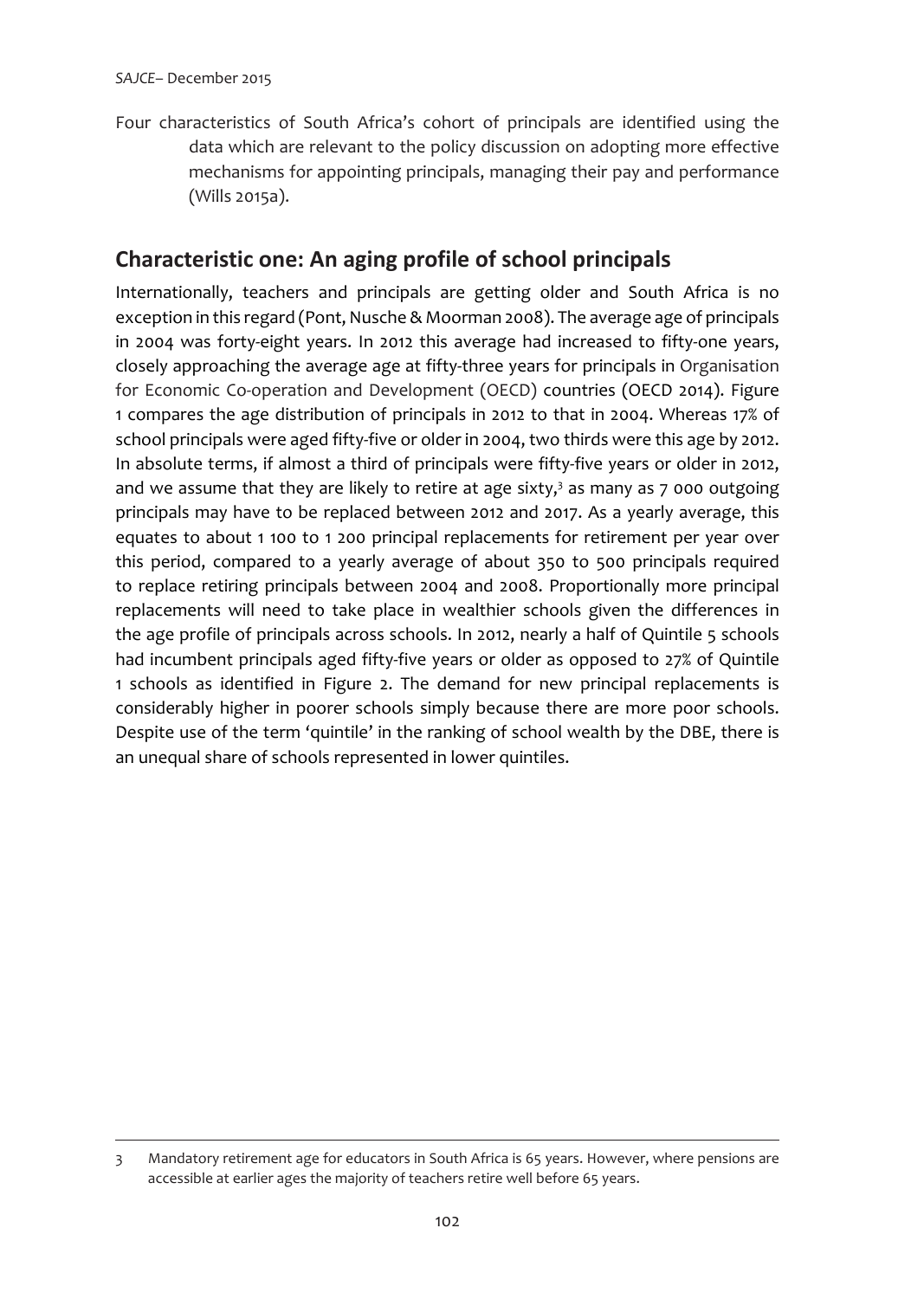Four characteristics of South Africa's cohort of principals are identified using the data which are relevant to the policy discussion on adopting more effective mechanisms for appointing principals, managing their pay and performance (Wills 2015a).

## Characteristic one: An aging profile of school principals

Internationally, teachers and principals are getting older and South Africa is no exception in this regard (Pont, Nusche & Moorman 2008). The average age of principals in 2004 was forty-eight years. In 2012 this average had increased to fifty-one years, closely approaching the average age at fifty-three years for principals in Organisation for Economic Co-operation and Development (OECD) countries (OECD 2014). Figure 1 compares the age distribution of principals in 2012 to that in 2004. Whereas 17% of school principals were aged fifty-five or older in 2004, two thirds were this age by 2012. In absolute terms, if almost a third of principals were fifty-five years or older in 2012, and we assume that they are likely to retire at age sixty,[3] as many as 7 000 outgoing principals may have to be replaced between 2012 and 2017. As a yearly average, this equates to about 1 100 to 1 200 principal replacements for retirement per year over this period, compared to a yearly average of about 350 to 500 principals required to replace retiring principals between 2004 and 2008. Proportionally more principal replacements will need to take place in wealthier schools given the differences in the age profile of principals across schools. In 2012, nearly a half of Quintile 5 schools had incumbent principals aged fifty-five years or older as opposed to 27% of Quintile 1 schools as identified in Figure 2. The demand for new principal replacements is considerably higher in poorer schools simply because there are more poor schools. Despite use of the term 'quintile' in the ranking of school wealth by the DBE, there is an unequal share of schools represented in lower quintiles.

---

3 Mandatory retirement age for educators in South Africa is 65 years. However, where pensions are accessible at earlier ages the majority of teachers retire well before 65 years.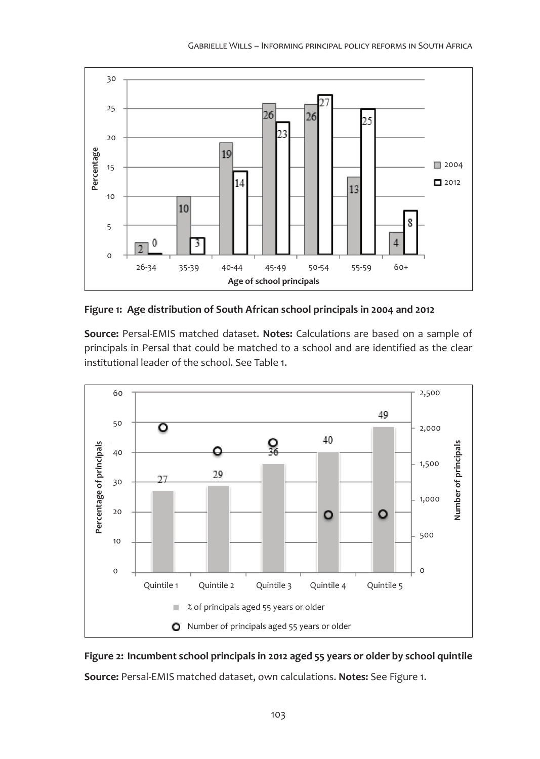**Figure 1: Age distribution of South African school principals in 2004 and 2012**

**Source:** Persal-EMIS matched dataset. **Notes:** Calculations are based on a sample of principals in Persal that could be matched to a school and are identified as the clear institutional leader of the school. See Table 1.

**Figure 2: Incumbent school principals in 2012 aged 55 years or older by school quintile**

**Source:** Persal-EMIS matched dataset, own calculations. **Notes:** See Figure 1.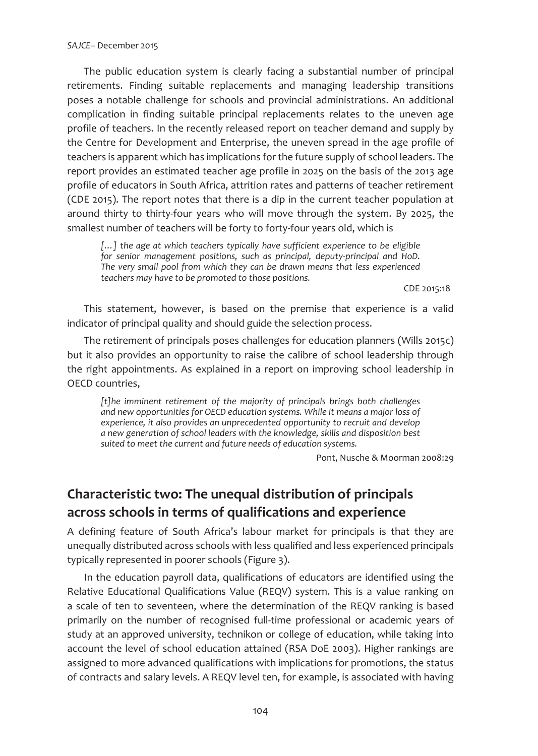The public education system is clearly facing a substantial number of principal retirements. Finding suitable replacements and managing leadership transitions poses a notable challenge for schools and provincial administrations. An additional complication in finding suitable principal replacements relates to the uneven age profile of teachers. In the recently released report on teacher demand and supply by the Centre for Development and Enterprise, the uneven spread in the age profile of teachers is apparent which has implications for the future supply of school leaders. The report provides an estimated teacher age profile in 2025 on the basis of the 2013 age profile of educators in South Africa, attrition rates and patterns of teacher retirement (CDE 2015). The report notes that there is a dip in the current teacher population at around thirty to thirty-four years who will move through the system. By 2025, the smallest number of teachers will be forty to forty-four years old, which is

> *[…] the age at which teachers typically have sufficient experience to be eligible for senior management positions, such as principal, deputy-principal and HoD. The very small pool from which they can be drawn means that less experienced teachers may have to be promoted to those positions.*
>
> CDE 2015:18

This statement, however, is based on the premise that experience is a valid indicator of principal quality and should guide the selection process.

The retirement of principals poses challenges for education planners (Wills 2015c) but it also provides an opportunity to raise the calibre of school leadership through the right appointments. As explained in a report on improving school leadership in OECD countries,

> *[t]he imminent retirement of the majority of principals brings both challenges and new opportunities for OECD education systems. While it means a major loss of experience, it also provides an unprecedented opportunity to recruit and develop a new generation of school leaders with the knowledge, skills and disposition best suited to meet the current and future needs of education systems.*
>
> Pont, Nusche & Moorman 2008:29

## Characteristic two: The unequal distribution of principals across schools in terms of qualifications and experience

A defining feature of South Africa's labour market for principals is that they are unequally distributed across schools with less qualified and less experienced principals typically represented in poorer schools (Figure 3).

In the education payroll data, qualifications of educators are identified using the Relative Educational Qualifications Value (REQV) system. This is a value ranking on a scale of ten to seventeen, where the determination of the REQV ranking is based primarily on the number of recognised full-time professional or academic years of study at an approved university, technikon or college of education, while taking into account the level of school education attained (RSA DoE 2003). Higher rankings are assigned to more advanced qualifications with implications for promotions, the status of contracts and salary levels. A REQV level ten, for example, is associated with having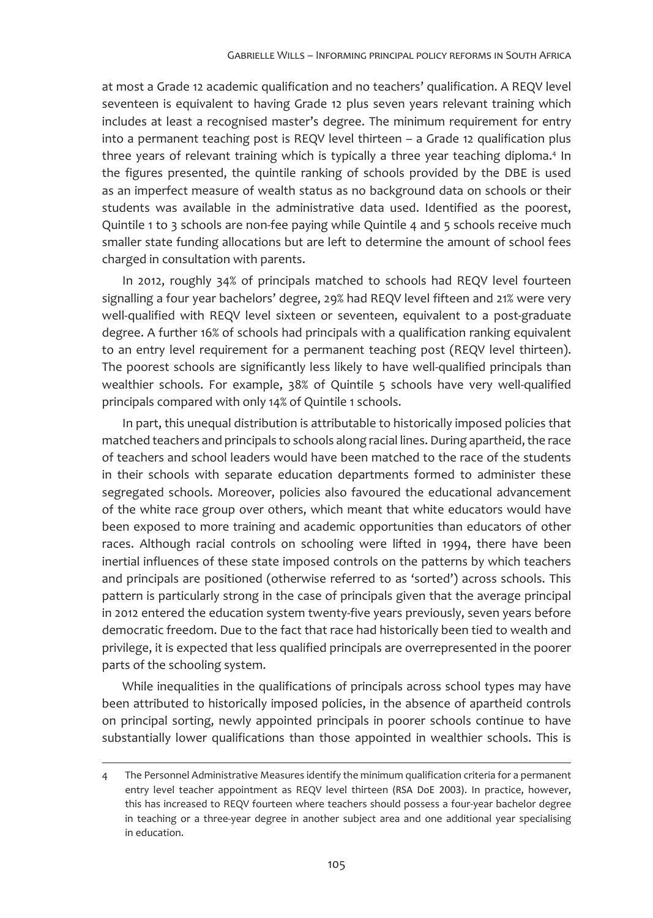at most a Grade 12 academic qualification and no teachers' qualification. A REQV level seventeen is equivalent to having Grade 12 plus seven years relevant training which includes at least a recognised master's degree. The minimum requirement for entry into a permanent teaching post is REQV level thirteen – a Grade 12 qualification plus three years of relevant training which is typically a three year teaching diploma.[4] In the figures presented, the quintile ranking of schools provided by the DBE is used as an imperfect measure of wealth status as no background data on schools or their students was available in the administrative data used. Identified as the poorest, Quintile 1 to 3 schools are non-fee paying while Quintile 4 and 5 schools receive much smaller state funding allocations but are left to determine the amount of school fees charged in consultation with parents.

In 2012, roughly 34% of principals matched to schools had REQV level fourteen signalling a four year bachelors' degree, 29% had REQV level fifteen and 21% were very well-qualified with REQV level sixteen or seventeen, equivalent to a post-graduate degree. A further 16% of schools had principals with a qualification ranking equivalent to an entry level requirement for a permanent teaching post (REQV level thirteen). The poorest schools are significantly less likely to have well-qualified principals than wealthier schools. For example, 38% of Quintile 5 schools have very well-qualified principals compared with only 14% of Quintile 1 schools.

In part, this unequal distribution is attributable to historically imposed policies that matched teachers and principals to schools along racial lines. During apartheid, the race of teachers and school leaders would have been matched to the race of the students in their schools with separate education departments formed to administer these segregated schools. Moreover, policies also favoured the educational advancement of the white race group over others, which meant that white educators would have been exposed to more training and academic opportunities than educators of other races. Although racial controls on schooling were lifted in 1994, there have been inertial influences of these state imposed controls on the patterns by which teachers and principals are positioned (otherwise referred to as 'sorted') across schools. This pattern is particularly strong in the case of principals given that the average principal in 2012 entered the education system twenty-five years previously, seven years before democratic freedom. Due to the fact that race had historically been tied to wealth and privilege, it is expected that less qualified principals are overrepresented in the poorer parts of the schooling system.

While inequalities in the qualifications of principals across school types may have been attributed to historically imposed policies, in the absence of apartheid controls on principal sorting, newly appointed principals in poorer schools continue to have substantially lower qualifications than those appointed in wealthier schools. This is

---

4 The Personnel Administrative Measures identify the minimum qualification criteria for a permanent entry level teacher appointment as REQV level thirteen (RSA DoE 2003). In practice, however, this has increased to REQV fourteen where teachers should possess a four-year bachelor degree in teaching or a three-year degree in another subject area and one additional year specialising in education.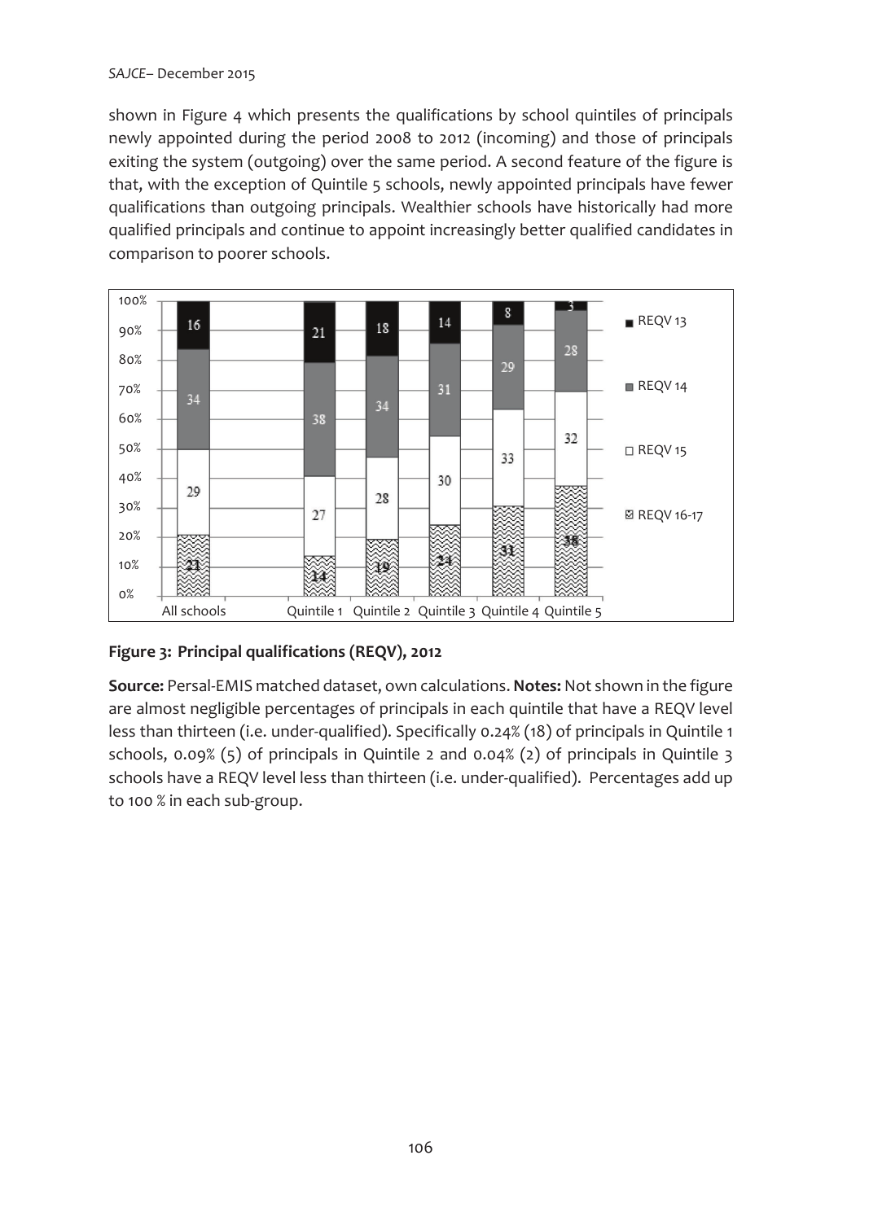shown in Figure 4 which presents the qualifications by school quintiles of principals newly appointed during the period 2008 to 2012 (incoming) and those of principals exiting the system (outgoing) over the same period. A second feature of the figure is that, with the exception of Quintile 5 schools, newly appointed principals have fewer qualifications than outgoing principals. Wealthier schools have historically had more qualified principals and continue to appoint increasingly better qualified candidates in comparison to poorer schools.

| | All schools | Quintile 1 | Quintile 2 | Quintile 3 | Quintile 4 | Quintile 5 |
|---|---|---|---|---|---|---|
| REQV 13 | 16 | 21 | 18 | 14 | 8 | 3 |
| REQV 14 | 34 | 38 | 34 | 31 | 29 | 28 |
| REQV 15 | 29 | 27 | 28 | 30 | 33 | 32 |
| REQV 16-17 | 21 | 14 | 19 | 24 | 31 | 38 |

**Figure 3: Principal qualifications (REQV), 2012**

**Source:** Persal-EMIS matched dataset, own calculations. **Notes:** Not shown in the figure are almost negligible percentages of principals in each quintile that have a REQV level less than thirteen (i.e. under-qualified). Specifically 0.24% (18) of principals in Quintile 1 schools, 0.09% (5) of principals in Quintile 2 and 0.04% (2) of principals in Quintile 3 schools have a REQV level less than thirteen (i.e. under-qualified). Percentages add up to 100 % in each sub-group.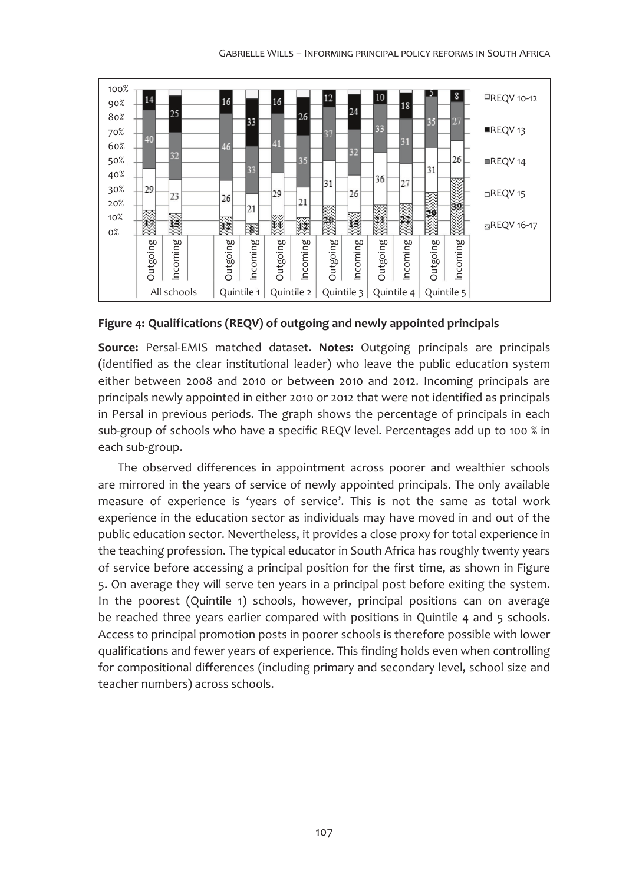**Figure 4: Qualifications (REQV) of outgoing and newly appointed principals**

**Source:** Persal-EMIS matched dataset. **Notes:** Outgoing principals are principals (identified as the clear institutional leader) who leave the public education system either between 2008 and 2010 or between 2010 and 2012. Incoming principals are principals newly appointed in either 2010 or 2012 that were not identified as principals in Persal in previous periods. The graph shows the percentage of principals in each sub-group of schools who have a specific REQV level. Percentages add up to 100 % in each sub-group.

The observed differences in appointment across poorer and wealthier schools are mirrored in the years of service of newly appointed principals. The only available measure of experience is 'years of service'. This is not the same as total work experience in the education sector as individuals may have moved in and out of the public education sector. Nevertheless, it provides a close proxy for total experience in the teaching profession. The typical educator in South Africa has roughly twenty years of service before accessing a principal position for the first time, as shown in Figure 5. On average they will serve ten years in a principal post before exiting the system. In the poorest (Quintile 1) schools, however, principal positions can on average be reached three years earlier compared with positions in Quintile 4 and 5 schools. Access to principal promotion posts in poorer schools is therefore possible with lower qualifications and fewer years of experience. This finding holds even when controlling for compositional differences (including primary and secondary level, school size and teacher numbers) across schools.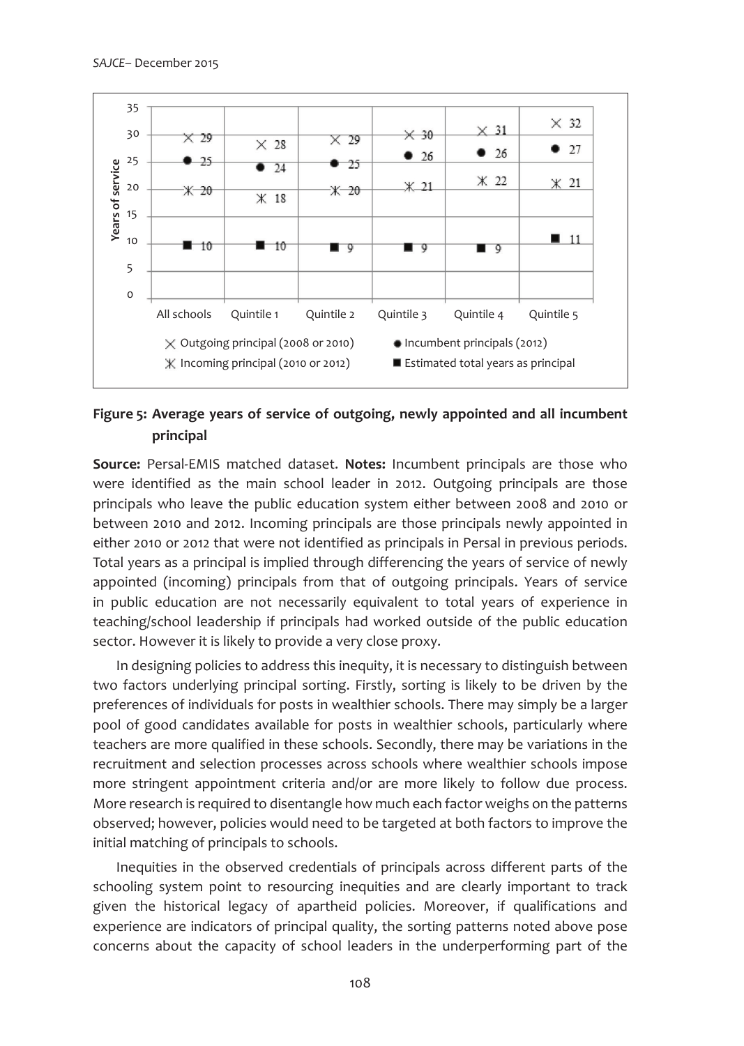| | All schools | Quintile 1 | Quintile 2 | Quintile 3 | Quintile 4 | Quintile 5 |
|---|---|---|---|---|---|---|
| Outgoing principal (2008 or 2010) | 29 | 28 | 29 | 30 | 31 | 32 |
| Incumbent principals (2012) | 25 | 24 | 25 | 26 | 26 | 27 |
| Incoming principal (2010 or 2012) | 20 | 18 | 20 | 21 | 22 | 21 |
| Estimated total years as principal | 10 | 10 | 9 | 9 | 9 | 11 |

**Figure 5: Average years of service of outgoing, newly appointed and all incumbent principal**

**Source:** Persal-EMIS matched dataset. **Notes:** Incumbent principals are those who were identified as the main school leader in 2012. Outgoing principals are those principals who leave the public education system either between 2008 and 2010 or between 2010 and 2012. Incoming principals are those principals newly appointed in either 2010 or 2012 that were not identified as principals in Persal in previous periods. Total years as a principal is implied through differencing the years of service of newly appointed (incoming) principals from that of outgoing principals. Years of service in public education are not necessarily equivalent to total years of experience in teaching/school leadership if principals had worked outside of the public education sector. However it is likely to provide a very close proxy.

In designing policies to address this inequity, it is necessary to distinguish between two factors underlying principal sorting. Firstly, sorting is likely to be driven by the preferences of individuals for posts in wealthier schools. There may simply be a larger pool of good candidates available for posts in wealthier schools, particularly where teachers are more qualified in these schools. Secondly, there may be variations in the recruitment and selection processes across schools where wealthier schools impose more stringent appointment criteria and/or are more likely to follow due process. More research is required to disentangle how much each factor weighs on the patterns observed; however, policies would need to be targeted at both factors to improve the initial matching of principals to schools.

Inequities in the observed credentials of principals across different parts of the schooling system point to resourcing inequities and are clearly important to track given the historical legacy of apartheid policies. Moreover, if qualifications and experience are indicators of principal quality, the sorting patterns noted above pose concerns about the capacity of school leaders in the underperforming part of the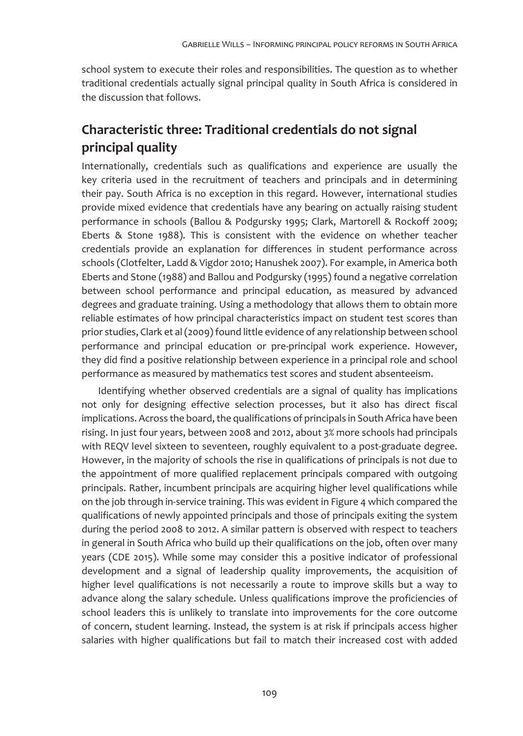school system to execute their roles and responsibilities. The question as to whether traditional credentials actually signal principal quality in South Africa is considered in the discussion that follows.

## Characteristic three: Traditional credentials do not signal principal quality

Internationally, credentials such as qualifications and experience are usually the key criteria used in the recruitment of teachers and principals and in determining their pay. South Africa is no exception in this regard. However, international studies provide mixed evidence that credentials have any bearing on actually raising student performance in schools (Ballou & Podgursky 1995; Clark, Martorell & Rockoff 2009; Eberts & Stone 1988). This is consistent with the evidence on whether teacher credentials provide an explanation for differences in student performance across schools (Clotfelter, Ladd & Vigdor 2010; Hanushek 2007). For example, in America both Eberts and Stone (1988) and Ballou and Podgursky (1995) found a negative correlation between school performance and principal education, as measured by advanced degrees and graduate training. Using a methodology that allows them to obtain more reliable estimates of how principal characteristics impact on student test scores than prior studies, Clark et al (2009) found little evidence of any relationship between school performance and principal education or pre-principal work experience. However, they did find a positive relationship between experience in a principal role and school performance as measured by mathematics test scores and student absenteeism.

Identifying whether observed credentials are a signal of quality has implications not only for designing effective selection processes, but it also has direct fiscal implications. Across the board, the qualifications of principals in South Africa have been rising. In just four years, between 2008 and 2012, about 3% more schools had principals with REQV level sixteen to seventeen, roughly equivalent to a post-graduate degree. However, in the majority of schools the rise in qualifications of principals is not due to the appointment of more qualified replacement principals compared with outgoing principals. Rather, incumbent principals are acquiring higher level qualifications while on the job through in-service training. This was evident in Figure 4 which compared the qualifications of newly appointed principals and those of principals exiting the system during the period 2008 to 2012. A similar pattern is observed with respect to teachers in general in South Africa who build up their qualifications on the job, often over many years (CDE 2015). While some may consider this a positive indicator of professional development and a signal of leadership quality improvements, the acquisition of higher level qualifications is not necessarily a route to improve skills but a way to advance along the salary schedule. Unless qualifications improve the proficiencies of school leaders this is unlikely to translate into improvements for the core outcome of concern, student learning. Instead, the system is at risk if principals access higher salaries with higher qualifications but fail to match their increased cost with added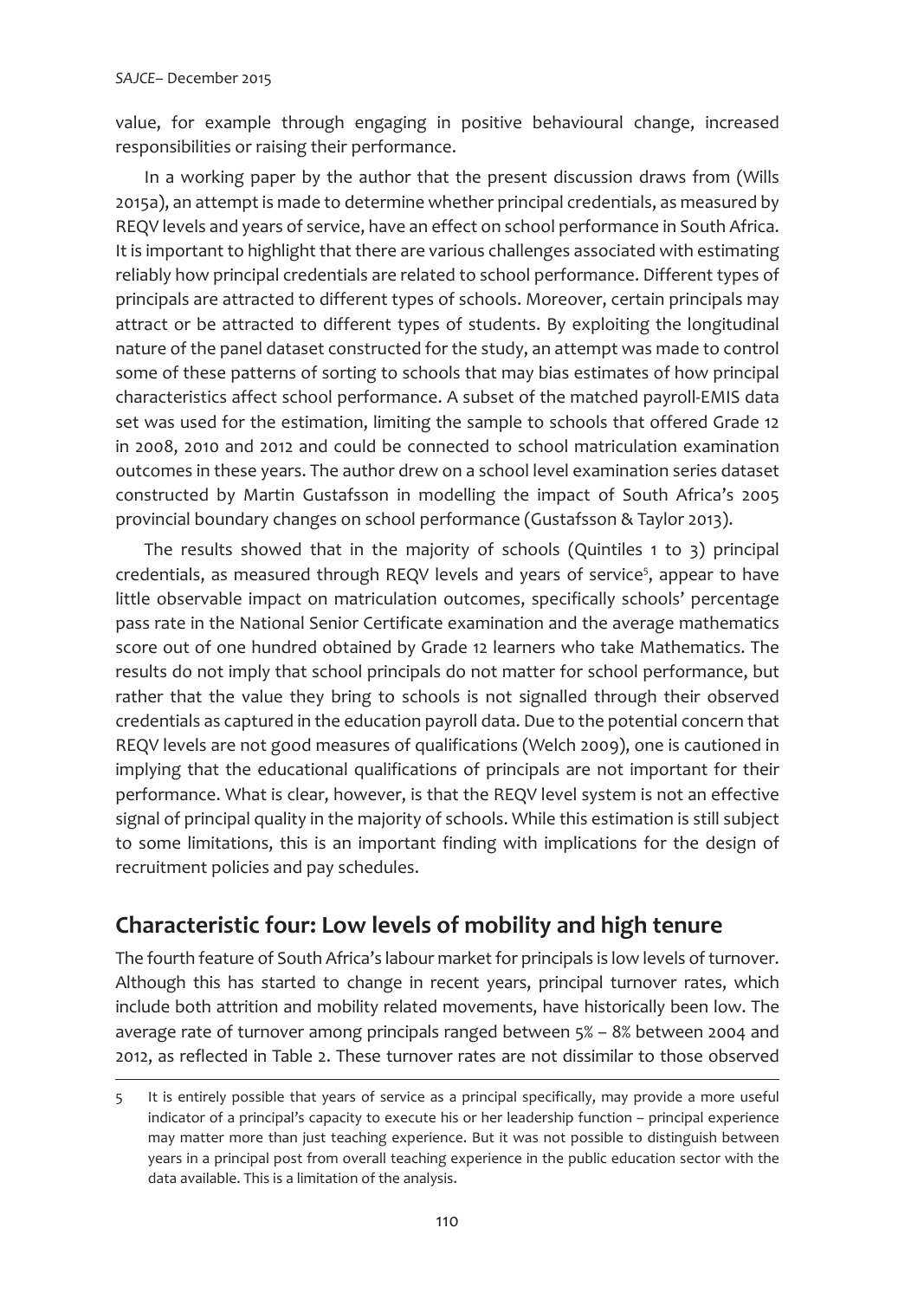value, for example through engaging in positive behavioural change, increased responsibilities or raising their performance.

In a working paper by the author that the present discussion draws from (Wills 2015a), an attempt is made to determine whether principal credentials, as measured by REQV levels and years of service, have an effect on school performance in South Africa. It is important to highlight that there are various challenges associated with estimating reliably how principal credentials are related to school performance. Different types of principals are attracted to different types of schools. Moreover, certain principals may attract or be attracted to different types of students. By exploiting the longitudinal nature of the panel dataset constructed for the study, an attempt was made to control some of these patterns of sorting to schools that may bias estimates of how principal characteristics affect school performance. A subset of the matched payroll-EMIS data set was used for the estimation, limiting the sample to schools that offered Grade 12 in 2008, 2010 and 2012 and could be connected to school matriculation examination outcomes in these years. The author drew on a school level examination series dataset constructed by Martin Gustafsson in modelling the impact of South Africa's 2005 provincial boundary changes on school performance (Gustafsson & Taylor 2013).

The results showed that in the majority of schools (Quintiles 1 to 3) principal credentials, as measured through REQV levels and years of service[5], appear to have little observable impact on matriculation outcomes, specifically schools' percentage pass rate in the National Senior Certificate examination and the average mathematics score out of one hundred obtained by Grade 12 learners who take Mathematics. The results do not imply that school principals do not matter for school performance, but rather that the value they bring to schools is not signalled through their observed credentials as captured in the education payroll data. Due to the potential concern that REQV levels are not good measures of qualifications (Welch 2009), one is cautioned in implying that the educational qualifications of principals are not important for their performance. What is clear, however, is that the REQV level system is not an effective signal of principal quality in the majority of schools. While this estimation is still subject to some limitations, this is an important finding with implications for the design of recruitment policies and pay schedules.

## Characteristic four: Low levels of mobility and high tenure

The fourth feature of South Africa's labour market for principals is low levels of turnover. Although this has started to change in recent years, principal turnover rates, which include both attrition and mobility related movements, have historically been low. The average rate of turnover among principals ranged between 5% – 8% between 2004 and 2012, as reflected in Table 2. These turnover rates are not dissimilar to those observed

---

5 It is entirely possible that years of service as a principal specifically, may provide a more useful indicator of a principal's capacity to execute his or her leadership function – principal experience may matter more than just teaching experience. But it was not possible to distinguish between years in a principal post from overall teaching experience in the public education sector with the data available. This is a limitation of the analysis.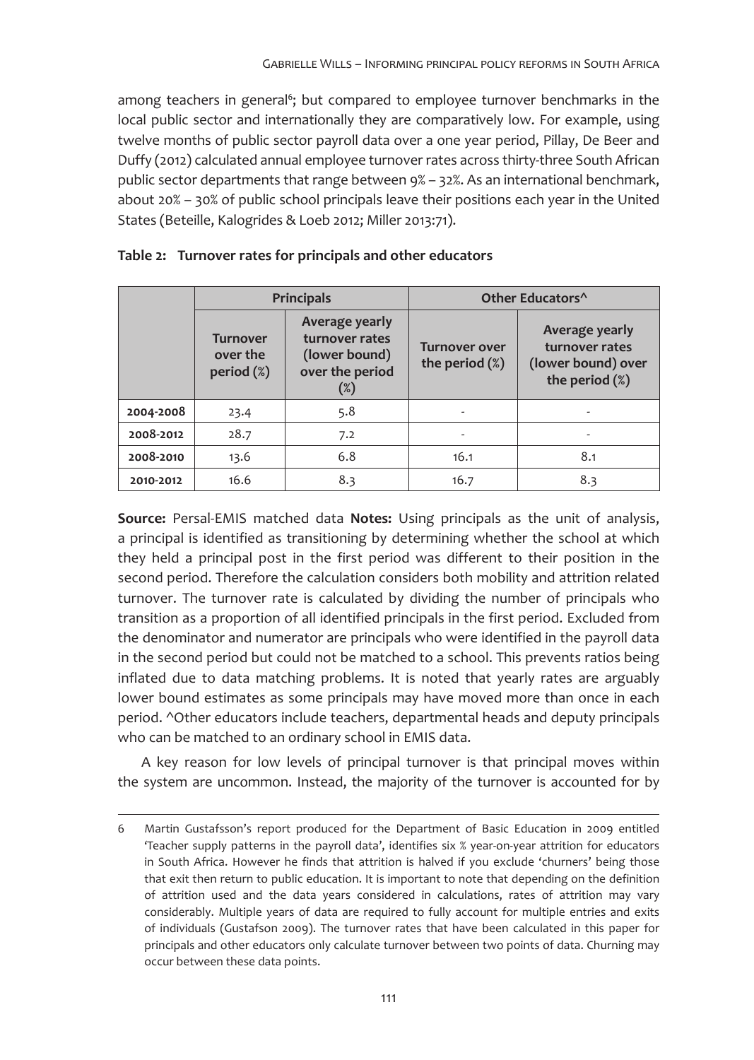among teachers in general[6]; but compared to employee turnover benchmarks in the local public sector and internationally they are comparatively low. For example, using twelve months of public sector payroll data over a one year period, Pillay, De Beer and Duffy (2012) calculated annual employee turnover rates across thirty-three South African public sector departments that range between 9% – 32%. As an international benchmark, about 20% – 30% of public school principals leave their positions each year in the United States (Beteille, Kalogrides & Loeb 2012; Miller 2013:71).

**Table 2: Turnover rates for principals and other educators**

| | Principals | | Other Educators^ | |
|---|---|---|---|---|
| | Turnover over the period (%) | Average yearly turnover rates (lower bound) over the period (%) | Turnover over the period (%) | Average yearly turnover rates (lower bound) over the period (%) |
| **2004-2008** | 23.4 | 5.8 | - | - |
| **2008-2012** | 28.7 | 7.2 | - | - |
| **2008-2010** | 13.6 | 6.8 | 16.1 | 8.1 |
| **2010-2012** | 16.6 | 8.3 | 16.7 | 8.3 |

**Source:** Persal-EMIS matched data **Notes:** Using principals as the unit of analysis, a principal is identified as transitioning by determining whether the school at which they held a principal post in the first period was different to their position in the second period. Therefore the calculation considers both mobility and attrition related turnover. The turnover rate is calculated by dividing the number of principals who transition as a proportion of all identified principals in the first period. Excluded from the denominator and numerator are principals who were identified in the payroll data in the second period but could not be matched to a school. This prevents ratios being inflated due to data matching problems. It is noted that yearly rates are arguably lower bound estimates as some principals may have moved more than once in each period. ^Other educators include teachers, departmental heads and deputy principals who can be matched to an ordinary school in EMIS data.

A key reason for low levels of principal turnover is that principal moves within the system are uncommon. Instead, the majority of the turnover is accounted for by

6 Martin Gustafsson's report produced for the Department of Basic Education in 2009 entitled 'Teacher supply patterns in the payroll data', identifies six % year-on-year attrition for educators in South Africa. However he finds that attrition is halved if you exclude 'churners' being those that exit then return to public education. It is important to note that depending on the definition of attrition used and the data years considered in calculations, rates of attrition may vary considerably. Multiple years of data are required to fully account for multiple entries and exits of individuals (Gustafson 2009). The turnover rates that have been calculated in this paper for principals and other educators only calculate turnover between two points of data. Churning may occur between these data points.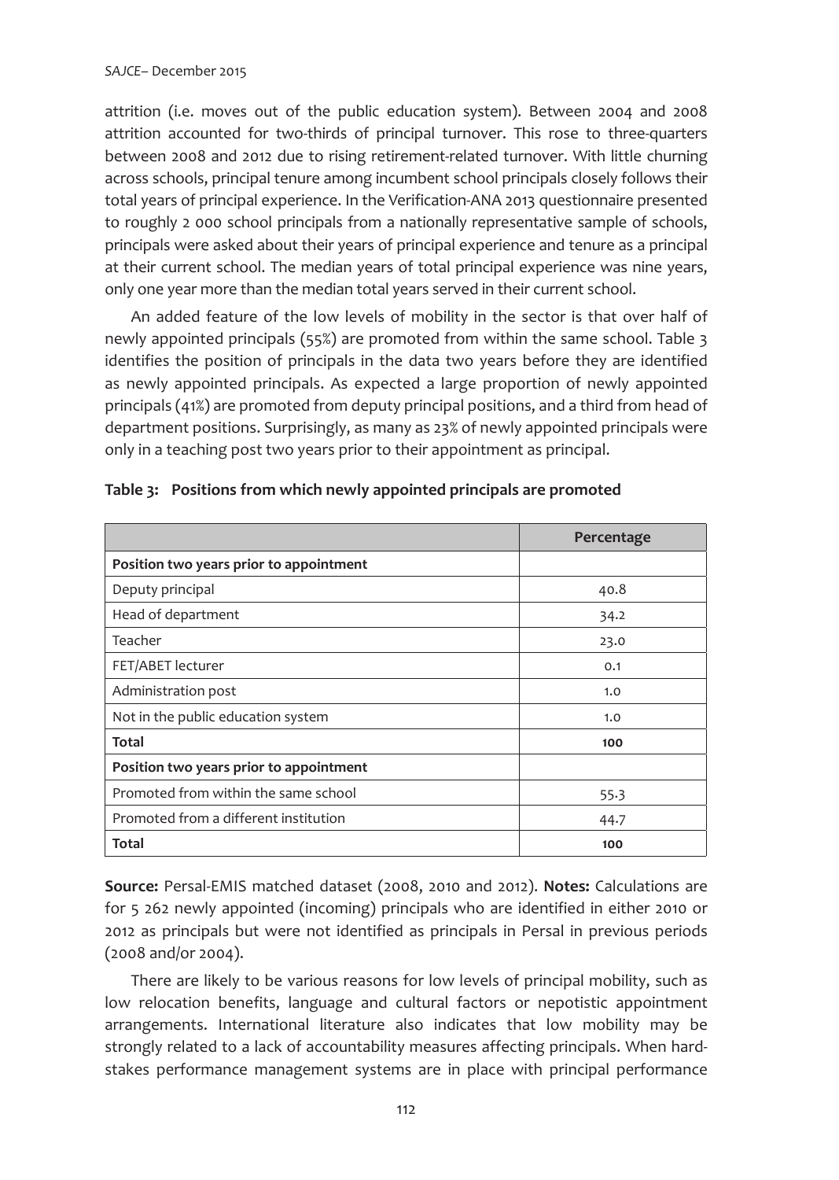attrition (i.e. moves out of the public education system). Between 2004 and 2008 attrition accounted for two-thirds of principal turnover. This rose to three-quarters between 2008 and 2012 due to rising retirement-related turnover. With little churning across schools, principal tenure among incumbent school principals closely follows their total years of principal experience. In the Verification-ANA 2013 questionnaire presented to roughly 2 000 school principals from a nationally representative sample of schools, principals were asked about their years of principal experience and tenure as a principal at their current school. The median years of total principal experience was nine years, only one year more than the median total years served in their current school.

An added feature of the low levels of mobility in the sector is that over half of newly appointed principals (55%) are promoted from within the same school. Table 3 identifies the position of principals in the data two years before they are identified as newly appointed principals. As expected a large proportion of newly appointed principals (41%) are promoted from deputy principal positions, and a third from head of department positions. Surprisingly, as many as 23% of newly appointed principals were only in a teaching post two years prior to their appointment as principal.

**Table 3: Positions from which newly appointed principals are promoted**

| | Percentage |
|---|---|
| **Position two years prior to appointment** | |
| Deputy principal | 40.8 |
| Head of department | 34.2 |
| Teacher | 23.0 |
| FET/ABET lecturer | 0.1 |
| Administration post | 1.0 |
| Not in the public education system | 1.0 |
| **Total** | **100** |
| **Position two years prior to appointment** | |
| Promoted from within the same school | 55.3 |
| Promoted from a different institution | 44.7 |
| **Total** | **100** |

**Source:** Persal-EMIS matched dataset (2008, 2010 and 2012). **Notes:** Calculations are for 5 262 newly appointed (incoming) principals who are identified in either 2010 or 2012 as principals but were not identified as principals in Persal in previous periods (2008 and/or 2004).

There are likely to be various reasons for low levels of principal mobility, such as low relocation benefits, language and cultural factors or nepotistic appointment arrangements. International literature also indicates that low mobility may be strongly related to a lack of accountability measures affecting principals. When hard-stakes performance management systems are in place with principal performance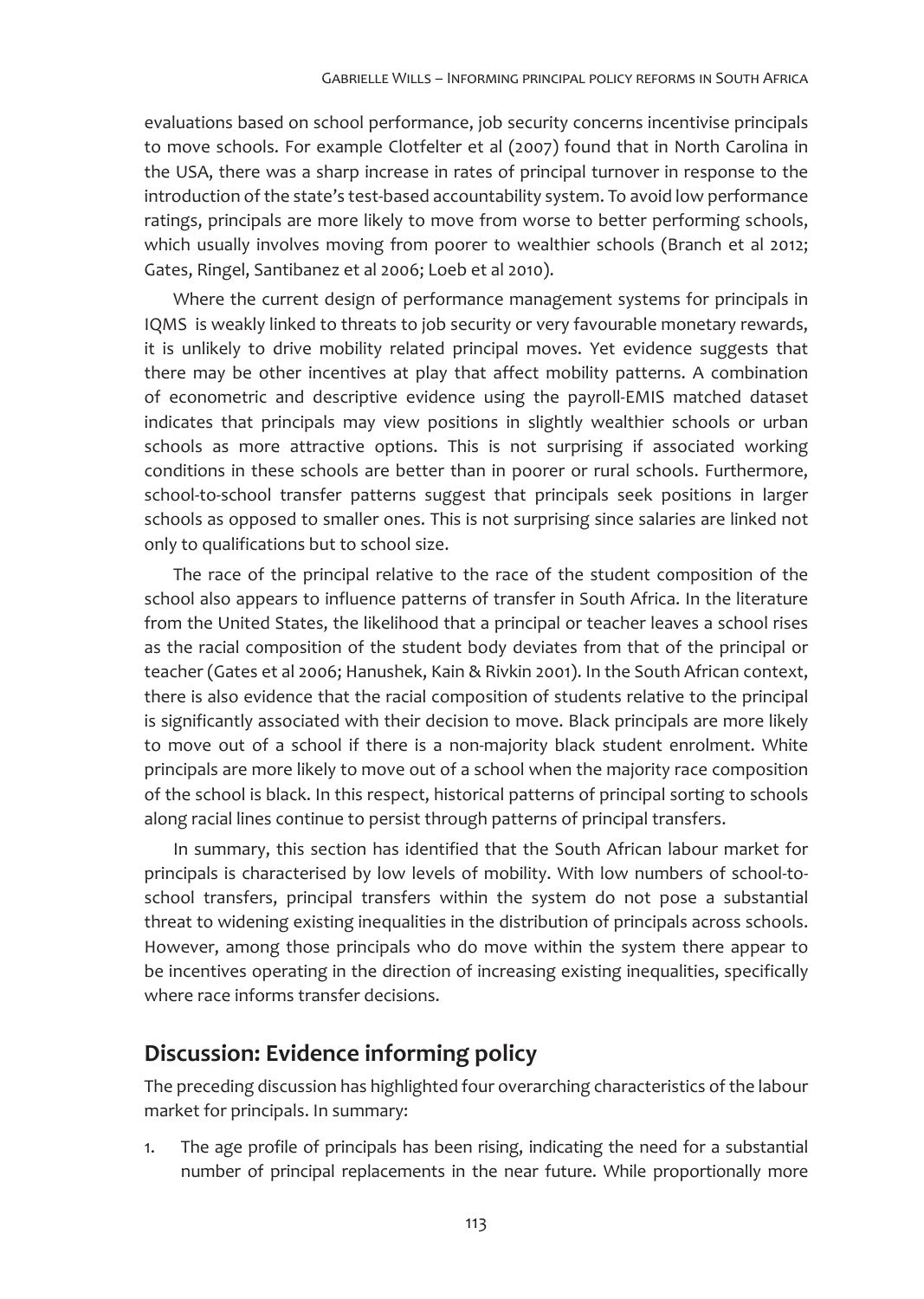evaluations based on school performance, job security concerns incentivise principals to move schools. For example Clotfelter et al (2007) found that in North Carolina in the USA, there was a sharp increase in rates of principal turnover in response to the introduction of the state's test-based accountability system. To avoid low performance ratings, principals are more likely to move from worse to better performing schools, which usually involves moving from poorer to wealthier schools (Branch et al 2012; Gates, Ringel, Santibanez et al 2006; Loeb et al 2010).

Where the current design of performance management systems for principals in IQMS is weakly linked to threats to job security or very favourable monetary rewards, it is unlikely to drive mobility related principal moves. Yet evidence suggests that there may be other incentives at play that affect mobility patterns. A combination of econometric and descriptive evidence using the payroll-EMIS matched dataset indicates that principals may view positions in slightly wealthier schools or urban schools as more attractive options. This is not surprising if associated working conditions in these schools are better than in poorer or rural schools. Furthermore, school-to-school transfer patterns suggest that principals seek positions in larger schools as opposed to smaller ones. This is not surprising since salaries are linked not only to qualifications but to school size.

The race of the principal relative to the race of the student composition of the school also appears to influence patterns of transfer in South Africa. In the literature from the United States, the likelihood that a principal or teacher leaves a school rises as the racial composition of the student body deviates from that of the principal or teacher (Gates et al 2006; Hanushek, Kain & Rivkin 2001). In the South African context, there is also evidence that the racial composition of students relative to the principal is significantly associated with their decision to move. Black principals are more likely to move out of a school if there is a non-majority black student enrolment. White principals are more likely to move out of a school when the majority race composition of the school is black. In this respect, historical patterns of principal sorting to schools along racial lines continue to persist through patterns of principal transfers.

In summary, this section has identified that the South African labour market for principals is characterised by low levels of mobility. With low numbers of school-to-school transfers, principal transfers within the system do not pose a substantial threat to widening existing inequalities in the distribution of principals across schools. However, among those principals who do move within the system there appear to be incentives operating in the direction of increasing existing inequalities, specifically where race informs transfer decisions.

## Discussion: Evidence informing policy

The preceding discussion has highlighted four overarching characteristics of the labour market for principals. In summary:

1. The age profile of principals has been rising, indicating the need for a substantial number of principal replacements in the near future. While proportionally more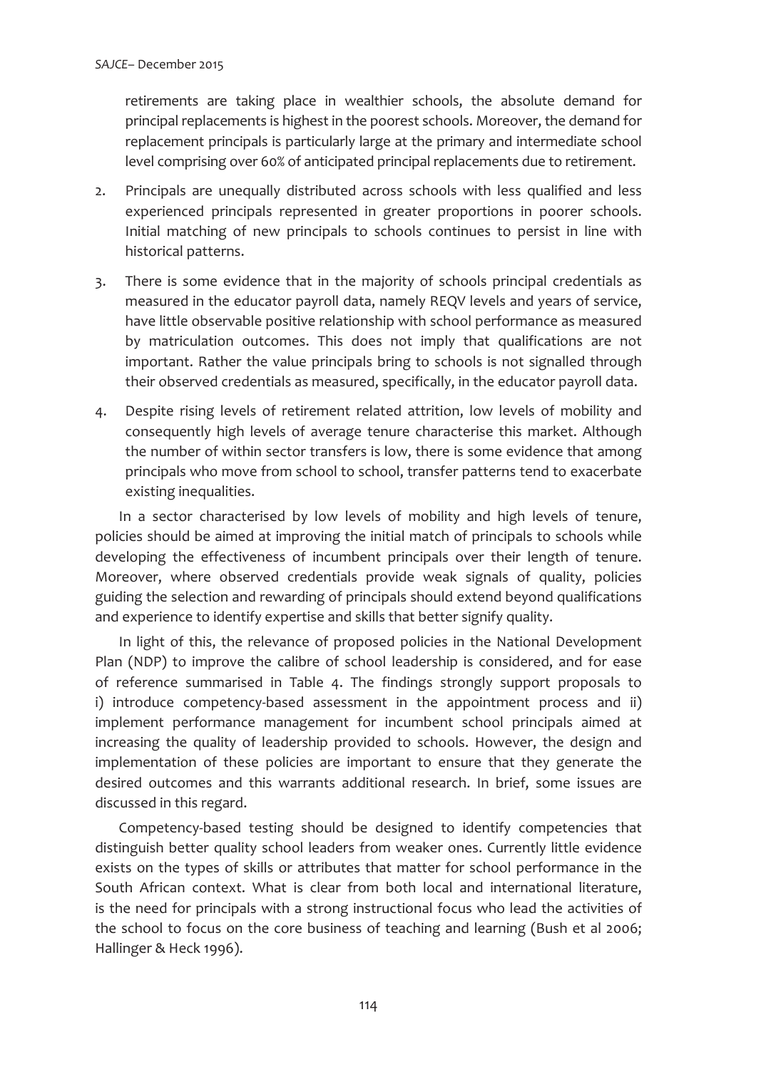retirements are taking place in wealthier schools, the absolute demand for principal replacements is highest in the poorest schools. Moreover, the demand for replacement principals is particularly large at the primary and intermediate school level comprising over 60% of anticipated principal replacements due to retirement.

2. Principals are unequally distributed across schools with less qualified and less experienced principals represented in greater proportions in poorer schools. Initial matching of new principals to schools continues to persist in line with historical patterns.

3. There is some evidence that in the majority of schools principal credentials as measured in the educator payroll data, namely REQV levels and years of service, have little observable positive relationship with school performance as measured by matriculation outcomes. This does not imply that qualifications are not important. Rather the value principals bring to schools is not signalled through their observed credentials as measured, specifically, in the educator payroll data.

4. Despite rising levels of retirement related attrition, low levels of mobility and consequently high levels of average tenure characterise this market. Although the number of within sector transfers is low, there is some evidence that among principals who move from school to school, transfer patterns tend to exacerbate existing inequalities.

In a sector characterised by low levels of mobility and high levels of tenure, policies should be aimed at improving the initial match of principals to schools while developing the effectiveness of incumbent principals over their length of tenure. Moreover, where observed credentials provide weak signals of quality, policies guiding the selection and rewarding of principals should extend beyond qualifications and experience to identify expertise and skills that better signify quality.

In light of this, the relevance of proposed policies in the National Development Plan (NDP) to improve the calibre of school leadership is considered, and for ease of reference summarised in Table 4. The findings strongly support proposals to i) introduce competency-based assessment in the appointment process and ii) implement performance management for incumbent school principals aimed at increasing the quality of leadership provided to schools. However, the design and implementation of these policies are important to ensure that they generate the desired outcomes and this warrants additional research. In brief, some issues are discussed in this regard.

Competency-based testing should be designed to identify competencies that distinguish better quality school leaders from weaker ones. Currently little evidence exists on the types of skills or attributes that matter for school performance in the South African context. What is clear from both local and international literature, is the need for principals with a strong instructional focus who lead the activities of the school to focus on the core business of teaching and learning (Bush et al 2006; Hallinger & Heck 1996).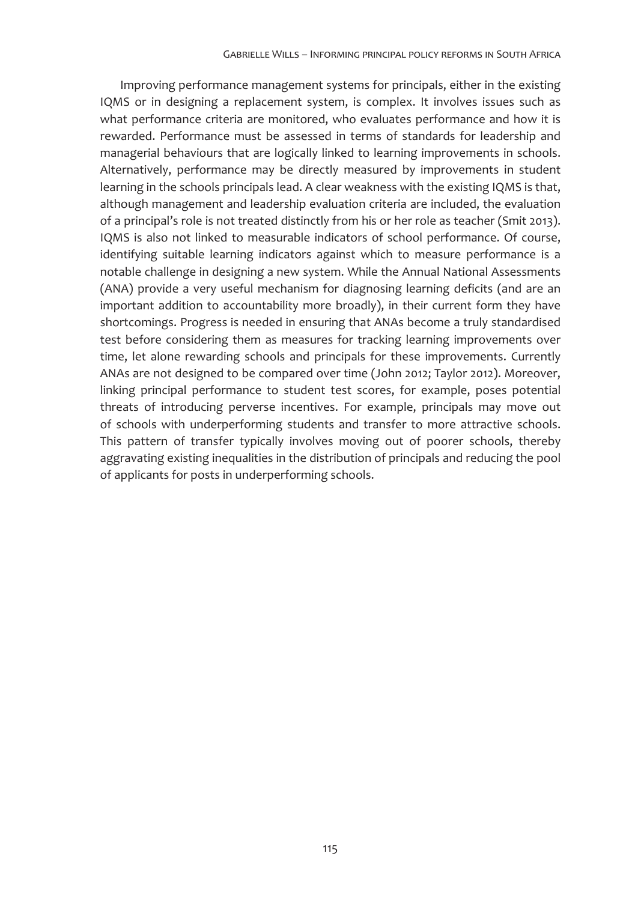Improving performance management systems for principals, either in the existing IQMS or in designing a replacement system, is complex. It involves issues such as what performance criteria are monitored, who evaluates performance and how it is rewarded. Performance must be assessed in terms of standards for leadership and managerial behaviours that are logically linked to learning improvements in schools. Alternatively, performance may be directly measured by improvements in student learning in the schools principals lead. A clear weakness with the existing IQMS is that, although management and leadership evaluation criteria are included, the evaluation of a principal's role is not treated distinctly from his or her role as teacher (Smit 2013). IQMS is also not linked to measurable indicators of school performance. Of course, identifying suitable learning indicators against which to measure performance is a notable challenge in designing a new system. While the Annual National Assessments (ANA) provide a very useful mechanism for diagnosing learning deficits (and are an important addition to accountability more broadly), in their current form they have shortcomings. Progress is needed in ensuring that ANAs become a truly standardised test before considering them as measures for tracking learning improvements over time, let alone rewarding schools and principals for these improvements. Currently ANAs are not designed to be compared over time (John 2012; Taylor 2012). Moreover, linking principal performance to student test scores, for example, poses potential threats of introducing perverse incentives. For example, principals may move out of schools with underperforming students and transfer to more attractive schools. This pattern of transfer typically involves moving out of poorer schools, thereby aggravating existing inequalities in the distribution of principals and reducing the pool of applicants for posts in underperforming schools.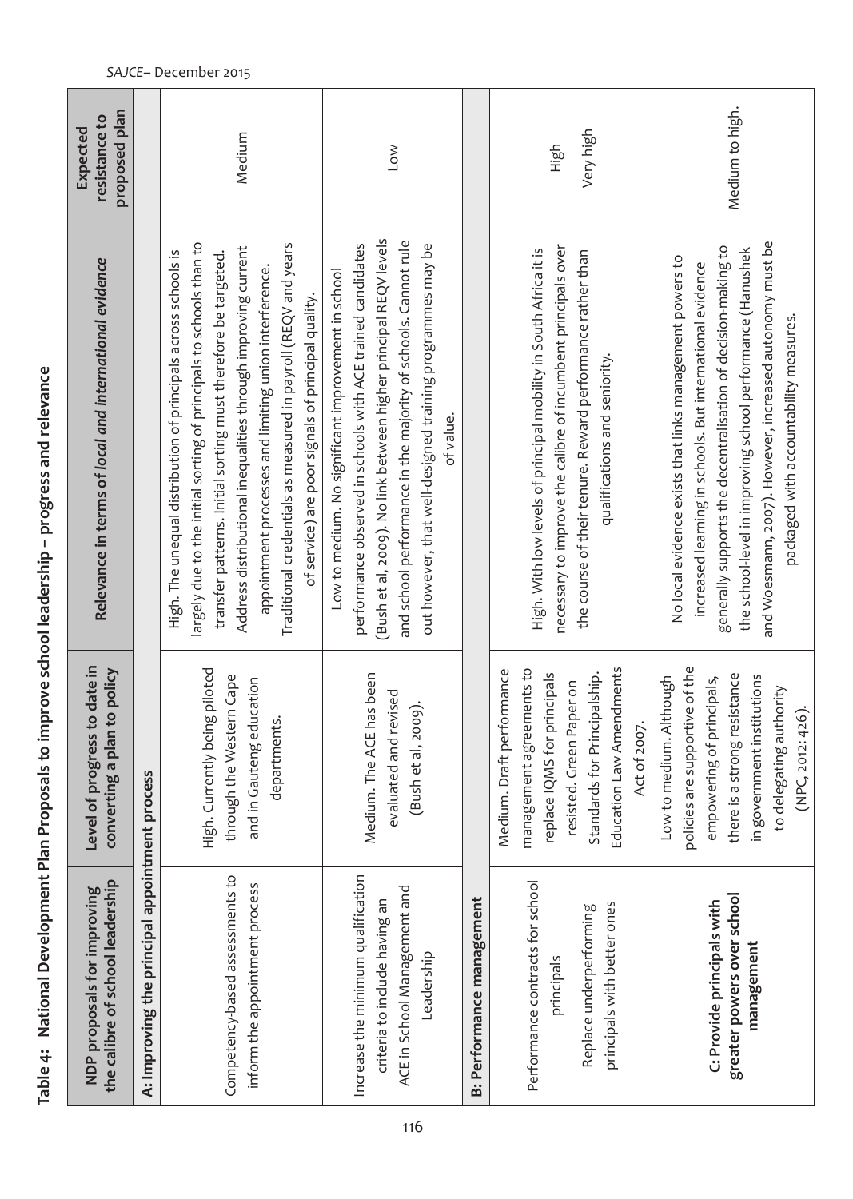**Table 4: National Development Plan Proposals to improve school leadership – progress and relevance**

| NDP proposals for improving the calibre of school leadership | Level of progress to date in converting a plan to policy | Relevance in terms of *local and international evidence* | Expected resistance to proposed plan |
|---|---|---|---|
| **A: Improving the principal appointment process** | | | |
| Competency-based assessments to inform the appointment process | High. Currently being piloted through the Western Cape and in Gauteng education departments. | High. The unequal distribution of principals across schools is largely due to the initial sorting of principals to schools than to transfer patterns. Initial sorting must therefore be targeted. Address distributional inequalities through improving current appointment processes and limiting union interference. Traditional credentials as measured in payroll (REQV and years of service) are poor signals of principal quality. | Medium |
| Increase the minimum qualification criteria to include having an ACE in School Management and Leadership | Medium. The ACE has been evaluated and revised (Bush et al, 2009). | Low to medium. No significant improvement in school performance observed in schools with ACE trained candidates (Bush et al, 2009). No link between higher principal REQV levels and school performance in the majority of schools. Cannot rule out however, that well-designed training programmes may be of value. | Low |
| **B: Performance management** | | | |
| Performance contracts for school principals<br><br>Replace underperforming principals with better ones | Medium. Draft performance management agreements to replace IQMS for principals resisted. Green Paper on Standards for Principalship. Education Law Amendments Act of 2007. | High. With low levels of principal mobility in South Africa it is necessary to improve the calibre of incumbent principals over the course of their tenure. Reward performance rather than qualifications and seniority. | High<br><br>Very high |
| **C: Provide principals with greater powers over school management** | Low to medium. Although policies are supportive of the empowering of principals, there is a strong resistance in government institutions to delegating authority (NPC, 2012: 426). | No local evidence exists that links management powers to increased learning in schools. But international evidence generally supports the decentralisation of decision-making to the school-level in improving school performance (Hanushek and Woesmann, 2007). However, increased autonomy must be packaged with accountability measures. | Medium to high. |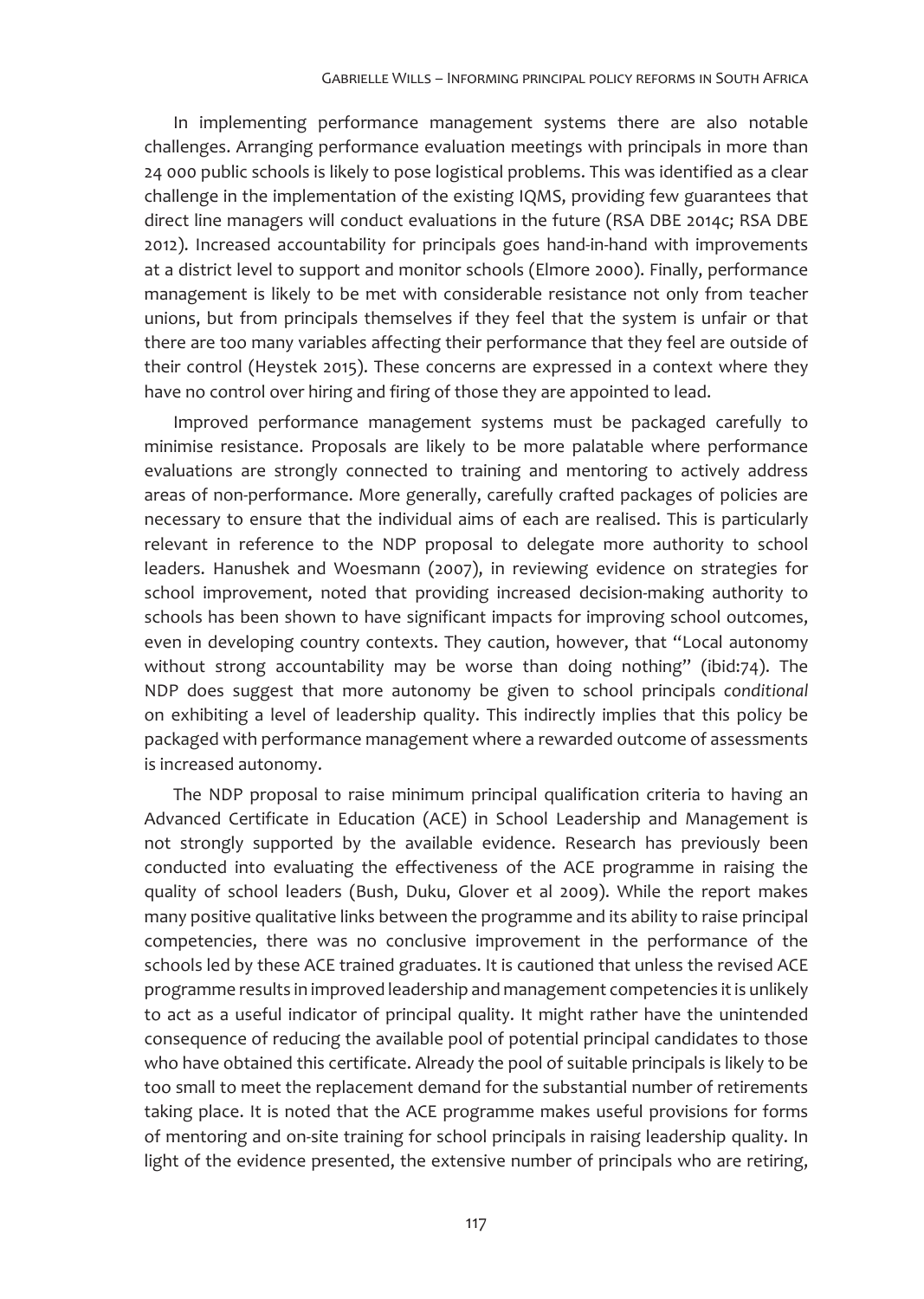In implementing performance management systems there are also notable challenges. Arranging performance evaluation meetings with principals in more than 24 000 public schools is likely to pose logistical problems. This was identified as a clear challenge in the implementation of the existing IQMS, providing few guarantees that direct line managers will conduct evaluations in the future (RSA DBE 2014c; RSA DBE 2012). Increased accountability for principals goes hand-in-hand with improvements at a district level to support and monitor schools (Elmore 2000). Finally, performance management is likely to be met with considerable resistance not only from teacher unions, but from principals themselves if they feel that the system is unfair or that there are too many variables affecting their performance that they feel are outside of their control (Heystek 2015). These concerns are expressed in a context where they have no control over hiring and firing of those they are appointed to lead.

Improved performance management systems must be packaged carefully to minimise resistance. Proposals are likely to be more palatable where performance evaluations are strongly connected to training and mentoring to actively address areas of non-performance. More generally, carefully crafted packages of policies are necessary to ensure that the individual aims of each are realised. This is particularly relevant in reference to the NDP proposal to delegate more authority to school leaders. Hanushek and Woesmann (2007), in reviewing evidence on strategies for school improvement, noted that providing increased decision-making authority to schools has been shown to have significant impacts for improving school outcomes, even in developing country contexts. They caution, however, that "Local autonomy without strong accountability may be worse than doing nothing" (ibid:74). The NDP does suggest that more autonomy be given to school principals *conditional* on exhibiting a level of leadership quality. This indirectly implies that this policy be packaged with performance management where a rewarded outcome of assessments is increased autonomy.

The NDP proposal to raise minimum principal qualification criteria to having an Advanced Certificate in Education (ACE) in School Leadership and Management is not strongly supported by the available evidence. Research has previously been conducted into evaluating the effectiveness of the ACE programme in raising the quality of school leaders (Bush, Duku, Glover et al 2009). While the report makes many positive qualitative links between the programme and its ability to raise principal competencies, there was no conclusive improvement in the performance of the schools led by these ACE trained graduates. It is cautioned that unless the revised ACE programme results in improved leadership and management competencies it is unlikely to act as a useful indicator of principal quality. It might rather have the unintended consequence of reducing the available pool of potential principal candidates to those who have obtained this certificate. Already the pool of suitable principals is likely to be too small to meet the replacement demand for the substantial number of retirements taking place. It is noted that the ACE programme makes useful provisions for forms of mentoring and on-site training for school principals in raising leadership quality. In light of the evidence presented, the extensive number of principals who are retiring,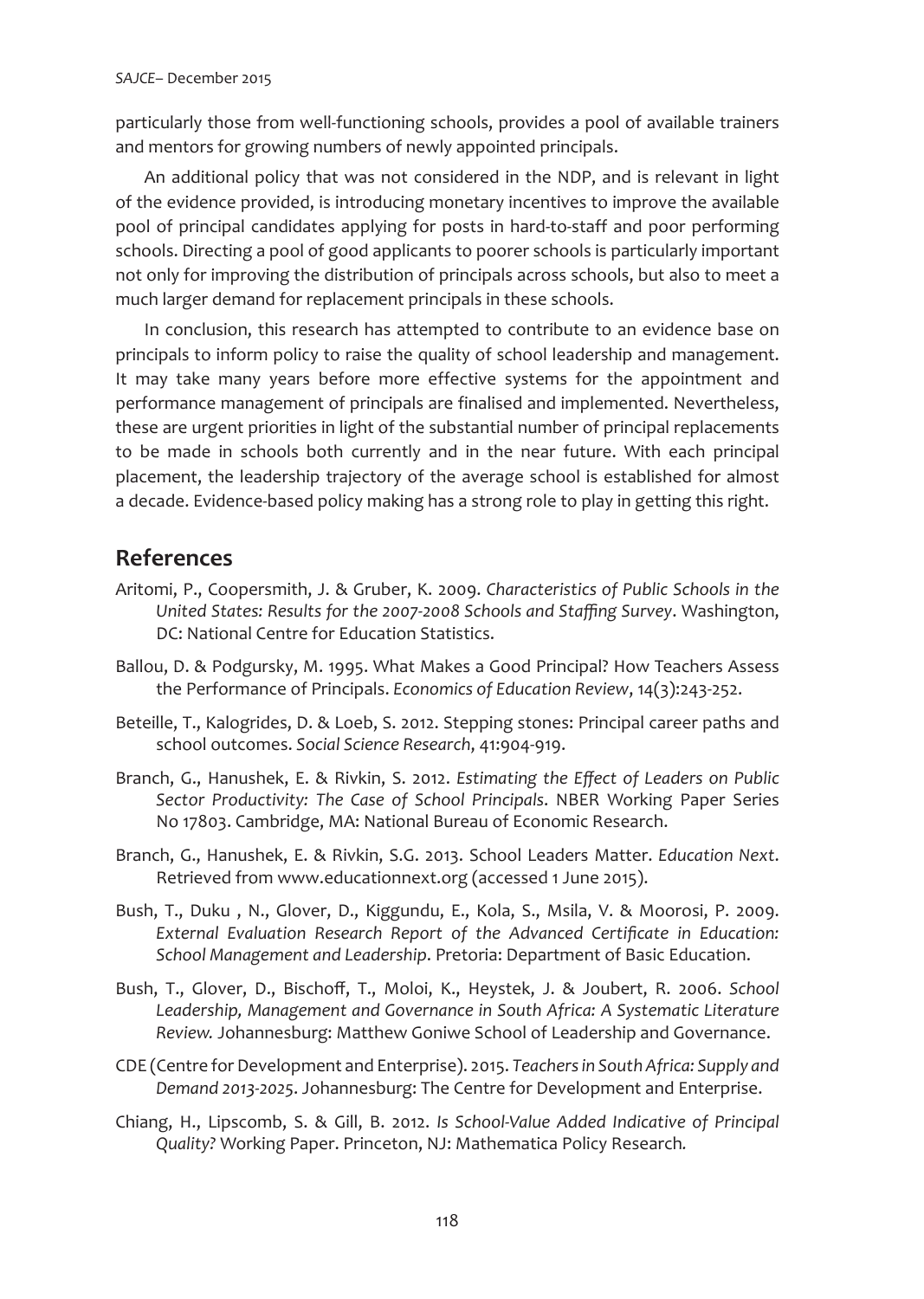particularly those from well-functioning schools, provides a pool of available trainers and mentors for growing numbers of newly appointed principals.

An additional policy that was not considered in the NDP, and is relevant in light of the evidence provided, is introducing monetary incentives to improve the available pool of principal candidates applying for posts in hard-to-staff and poor performing schools. Directing a pool of good applicants to poorer schools is particularly important not only for improving the distribution of principals across schools, but also to meet a much larger demand for replacement principals in these schools.

In conclusion, this research has attempted to contribute to an evidence base on principals to inform policy to raise the quality of school leadership and management. It may take many years before more effective systems for the appointment and performance management of principals are finalised and implemented. Nevertheless, these are urgent priorities in light of the substantial number of principal replacements to be made in schools both currently and in the near future. With each principal placement, the leadership trajectory of the average school is established for almost a decade. Evidence-based policy making has a strong role to play in getting this right.

## References

Aritomi, P., Coopersmith, J. & Gruber, K. 2009. *Characteristics of Public Schools in the United States: Results for the 2007-2008 Schools and Staffing Survey*. Washington, DC: National Centre for Education Statistics.

Ballou, D. & Podgursky, M. 1995. What Makes a Good Principal? How Teachers Assess the Performance of Principals. *Economics of Education Review*, 14(3):243-252.

Beteille, T., Kalogrides, D. & Loeb, S. 2012. Stepping stones: Principal career paths and school outcomes. *Social Science Research*, 41:904-919.

Branch, G., Hanushek, E. & Rivkin, S. 2012. *Estimating the Effect of Leaders on Public Sector Productivity: The Case of School Principals*. NBER Working Paper Series No 17803. Cambridge, MA: National Bureau of Economic Research.

Branch, G., Hanushek, E. & Rivkin, S.G. 2013. School Leaders Matter. *Education Next*. Retrieved from www.educationnext.org (accessed 1 June 2015).

Bush, T., Duku , N., Glover, D., Kiggundu, E., Kola, S., Msila, V. & Moorosi, P. 2009. *External Evaluation Research Report of the Advanced Certificate in Education: School Management and Leadership*. Pretoria: Department of Basic Education.

Bush, T., Glover, D., Bischoff, T., Moloi, K., Heystek, J. & Joubert, R. 2006. *School Leadership, Management and Governance in South Africa: A Systematic Literature Review.* Johannesburg: Matthew Goniwe School of Leadership and Governance.

CDE (Centre for Development and Enterprise). 2015. *Teachers in South Africa: Supply and Demand 2013-2025*. Johannesburg: The Centre for Development and Enterprise.

Chiang, H., Lipscomb, S. & Gill, B. 2012. *Is School-Value Added Indicative of Principal Quality?* Working Paper. Princeton, NJ: Mathematica Policy Research*.*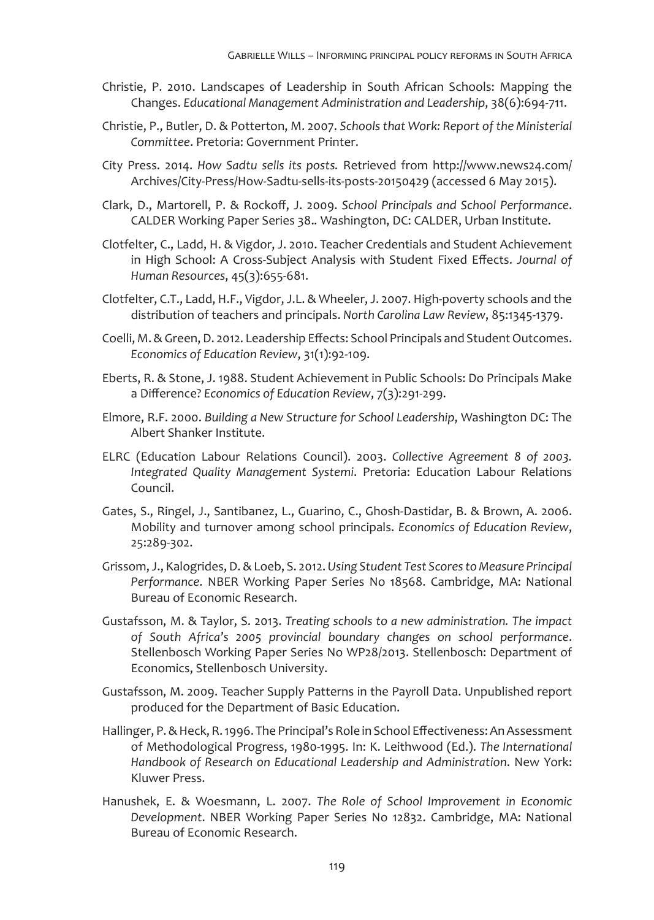Christie, P. 2010. Landscapes of Leadership in South African Schools: Mapping the Changes. *Educational Management Administration and Leadership*, 38(6):694-711.

Christie, P., Butler, D. & Potterton, M. 2007. *Schools that Work: Report of the Ministerial Committee*. Pretoria: Government Printer.

City Press. 2014. *How Sadtu sells its posts.* Retrieved from http://www.news24.com/Archives/City-Press/How-Sadtu-sells-its-posts-20150429 (accessed 6 May 2015).

Clark, D., Martorell, P. & Rockoff, J. 2009. *School Principals and School Performance*. CALDER Working Paper Series 38.. Washington, DC: CALDER, Urban Institute.

Clotfelter, C., Ladd, H. & Vigdor, J. 2010. Teacher Credentials and Student Achievement in High School: A Cross-Subject Analysis with Student Fixed Effects. *Journal of Human Resources*, 45(3):655-681.

Clotfelter, C.T., Ladd, H.F., Vigdor, J.L. & Wheeler, J. 2007. High-poverty schools and the distribution of teachers and principals. *North Carolina Law Review*, 85:1345-1379.

Coelli, M. & Green, D. 2012. Leadership Effects: School Principals and Student Outcomes. *Economics of Education Review*, 31(1):92-109.

Eberts, R. & Stone, J. 1988. Student Achievement in Public Schools: Do Principals Make a Difference? *Economics of Education Review*, 7(3):291-299.

Elmore, R.F. 2000. *Building a New Structure for School Leadership*, Washington DC: The Albert Shanker Institute.

ELRC (Education Labour Relations Council). 2003. *Collective Agreement 8 of 2003. Integrated Quality Management Systemi*. Pretoria: Education Labour Relations Council.

Gates, S., Ringel, J., Santibanez, L., Guarino, C., Ghosh-Dastidar, B. & Brown, A. 2006. Mobility and turnover among school principals. *Economics of Education Review*, 25:289-302.

Grissom, J., Kalogrides, D. & Loeb, S. 2012. *Using Student Test Scores to Measure Principal Performance*. NBER Working Paper Series No 18568. Cambridge, MA: National Bureau of Economic Research.

Gustafsson, M. & Taylor, S. 2013. *Treating schools to a new administration. The impact of South Africa's 2005 provincial boundary changes on school performance*. Stellenbosch Working Paper Series No WP28/2013. Stellenbosch: Department of Economics, Stellenbosch University.

Gustafsson, M. 2009. Teacher Supply Patterns in the Payroll Data. Unpublished report produced for the Department of Basic Education.

Hallinger, P. & Heck, R. 1996. The Principal's Role in School Effectiveness: An Assessment of Methodological Progress, 1980-1995. In: K. Leithwood (Ed.). *The International Handbook of Research on Educational Leadership and Administration*. New York: Kluwer Press.

Hanushek, E. & Woesmann, L. 2007. *The Role of School Improvement in Economic Development*. NBER Working Paper Series No 12832. Cambridge, MA: National Bureau of Economic Research.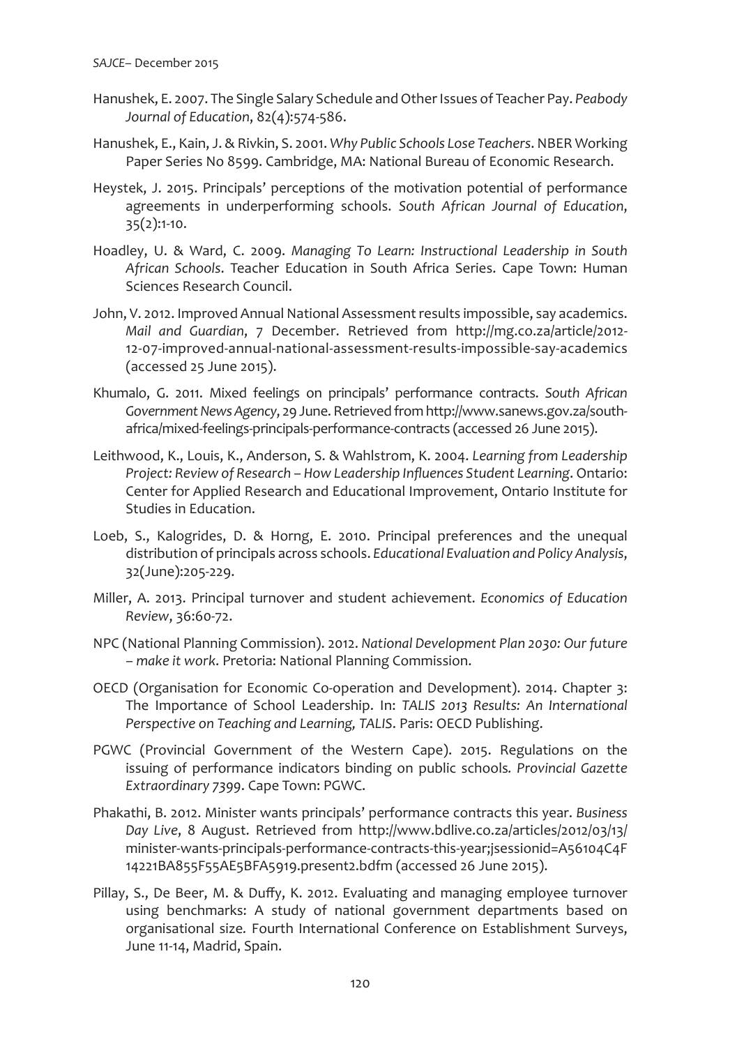Hanushek, E. 2007. The Single Salary Schedule and Other Issues of Teacher Pay. *Peabody Journal of Education*, 82(4):574-586.

Hanushek, E., Kain, J. & Rivkin, S. 2001. *Why Public Schools Lose Teachers*. NBER Working Paper Series No 8599. Cambridge, MA: National Bureau of Economic Research.

Heystek, J. 2015. Principals' perceptions of the motivation potential of performance agreements in underperforming schools. *South African Journal of Education*, 35(2):1-10.

Hoadley, U. & Ward, C. 2009. *Managing To Learn: Instructional Leadership in South African Schools*. Teacher Education in South Africa Series. Cape Town: Human Sciences Research Council.

John, V. 2012. Improved Annual National Assessment results impossible, say academics. *Mail and Guardian*, 7 December. Retrieved from http://mg.co.za/article/2012-12-07-improved-annual-national-assessment-results-impossible-say-academics (accessed 25 June 2015).

Khumalo, G. 2011. Mixed feelings on principals' performance contracts. *South African Government News Agency*, 29 June. Retrieved from http://www.sanews.gov.za/south-africa/mixed-feelings-principals-performance-contracts (accessed 26 June 2015).

Leithwood, K., Louis, K., Anderson, S. & Wahlstrom, K. 2004. *Learning from Leadership Project: Review of Research – How Leadership Influences Student Learning*. Ontario: Center for Applied Research and Educational Improvement, Ontario Institute for Studies in Education.

Loeb, S., Kalogrides, D. & Horng, E. 2010. Principal preferences and the unequal distribution of principals across schools. *Educational Evaluation and Policy Analysis*, 32(June):205-229.

Miller, A. 2013. Principal turnover and student achievement. *Economics of Education Review*, 36:60-72.

NPC (National Planning Commission). 2012. *National Development Plan 2030: Our future – make it work*. Pretoria: National Planning Commission.

OECD (Organisation for Economic Co-operation and Development). 2014. Chapter 3: The Importance of School Leadership. In: *TALIS 2013 Results: An International Perspective on Teaching and Learning, TALIS*. Paris: OECD Publishing.

PGWC (Provincial Government of the Western Cape). 2015. Regulations on the issuing of performance indicators binding on public schools. *Provincial Gazette Extraordinary 7399*. Cape Town: PGWC.

Phakathi, B. 2012. Minister wants principals' performance contracts this year. *Business Day Live*, 8 August. Retrieved from http://www.bdlive.co.za/articles/2012/03/13/minister-wants-principals-performance-contracts-this-year;jsessionid=A56104C4F14221BA855F55AE5BFA5919.present2.bdfm (accessed 26 June 2015).

Pillay, S., De Beer, M. & Duffy, K. 2012. Evaluating and managing employee turnover using benchmarks: A study of national government departments based on organisational size. Fourth International Conference on Establishment Surveys, June 11-14, Madrid, Spain.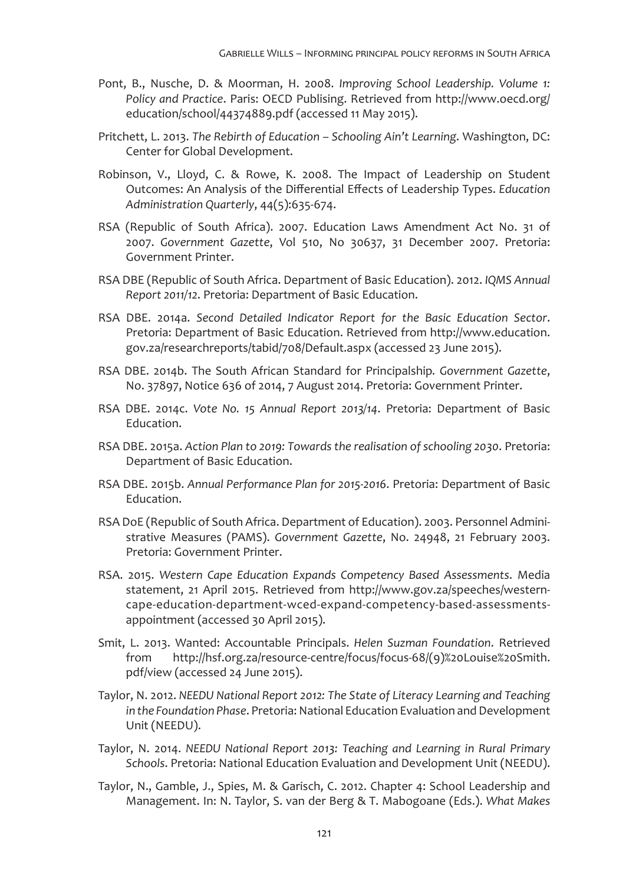Pont, B., Nusche, D. & Moorman, H. 2008. *Improving School Leadership. Volume 1: Policy and Practice*. Paris: OECD Publising. Retrieved from http://www.oecd.org/education/school/44374889.pdf (accessed 11 May 2015).

Pritchett, L. 2013. *The Rebirth of Education – Schooling Ain't Learning*. Washington, DC: Center for Global Development.

Robinson, V., Lloyd, C. & Rowe, K. 2008. The Impact of Leadership on Student Outcomes: An Analysis of the Differential Effects of Leadership Types. *Education Administration Quarterly*, 44(5):635-674.

RSA (Republic of South Africa). 2007. Education Laws Amendment Act No. 31 of 2007. *Government Gazette*, Vol 510, No 30637, 31 December 2007. Pretoria: Government Printer.

RSA DBE (Republic of South Africa. Department of Basic Education). 2012. *IQMS Annual Report 2011/12.* Pretoria: Department of Basic Education.

RSA DBE. 2014a. *Second Detailed Indicator Report for the Basic Education Sector*. Pretoria: Department of Basic Education. Retrieved from http://www.education.gov.za/researchreports/tabid/708/Default.aspx (accessed 23 June 2015).

RSA DBE. 2014b. The South African Standard for Principalship*. Government Gazette*, No. 37897, Notice 636 of 2014, 7 August 2014. Pretoria: Government Printer.

RSA DBE. 2014c. *Vote No. 15 Annual Report 2013/14*. Pretoria: Department of Basic Education.

RSA DBE. 2015a. *Action Plan to 2019: Towards the realisation of schooling 2030*. Pretoria: Department of Basic Education.

RSA DBE. 2015b. *Annual Performance Plan for 2015-2016*. Pretoria: Department of Basic Education.

RSA DoE (Republic of South Africa. Department of Education). 2003. Personnel Administrative Measures (PAMS). *Government Gazette*, No. 24948, 21 February 2003. Pretoria: Government Printer.

RSA. 2015. *Western Cape Education Expands Competency Based Assessments*. Media statement, 21 April 2015. Retrieved from http://www.gov.za/speeches/western-cape-education-department-wced-expand-competency-based-assessments-appointment (accessed 30 April 2015).

Smit, L. 2013. Wanted: Accountable Principals. *Helen Suzman Foundation*. Retrieved from http://hsf.org.za/resource-centre/focus/focus-68/(9)%20Louise%20Smith.pdf/view (accessed 24 June 2015).

Taylor, N. 2012. *NEEDU National Report 2012: The State of Literacy Learning and Teaching in the Foundation Phase*. Pretoria: National Education Evaluation and Development Unit (NEEDU).

Taylor, N. 2014. *NEEDU National Report 2013: Teaching and Learning in Rural Primary Schools*. Pretoria: National Education Evaluation and Development Unit (NEEDU).

Taylor, N., Gamble, J., Spies, M. & Garisch, C. 2012. Chapter 4: School Leadership and Management. In: N. Taylor, S. van der Berg & T. Mabogoane (Eds.). *What Makes*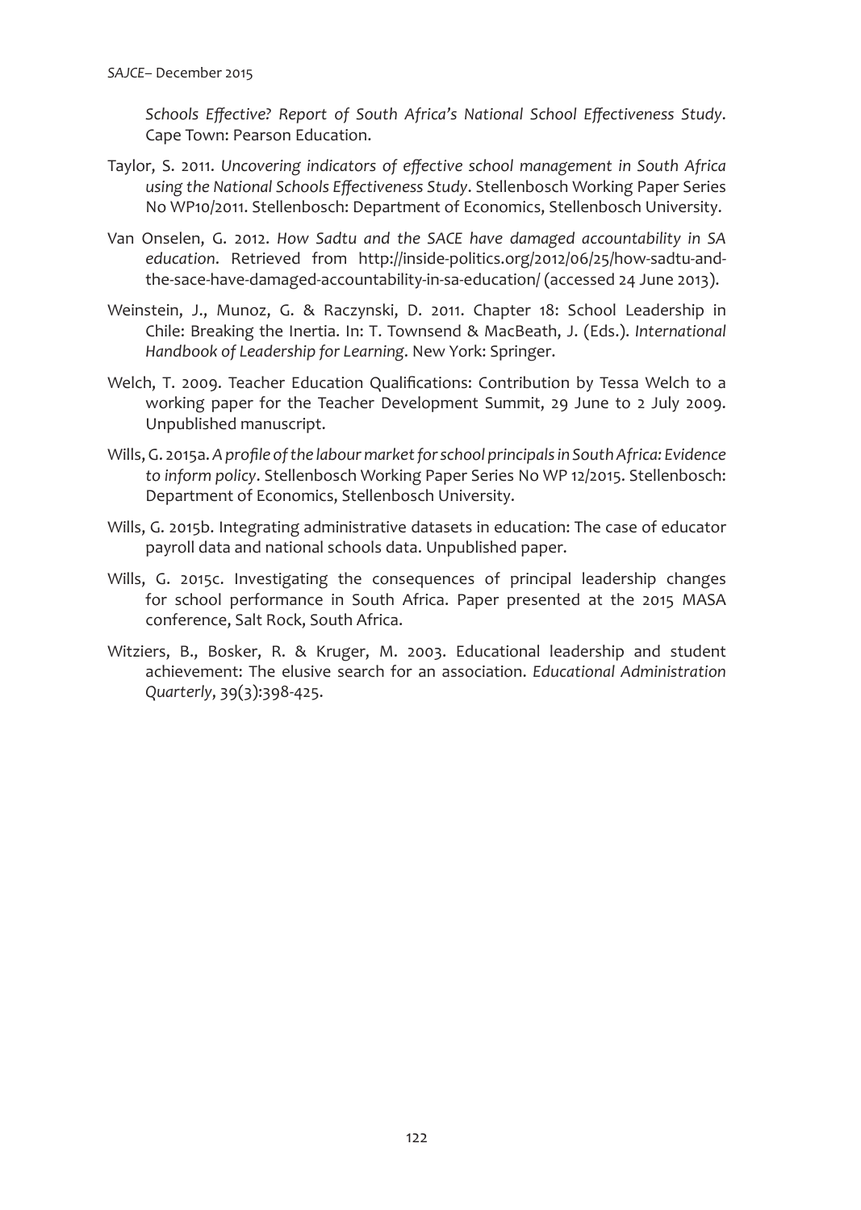*Schools Effective? Report of South Africa's National School Effectiveness Study*. Cape Town: Pearson Education.

Taylor, S. 2011. *Uncovering indicators of effective school management in South Africa using the National Schools Effectiveness Study*. Stellenbosch Working Paper Series No WP10/2011. Stellenbosch: Department of Economics, Stellenbosch University.

Van Onselen, G. 2012. *How Sadtu and the SACE have damaged accountability in SA education*. Retrieved from http://inside-politics.org/2012/06/25/how-sadtu-and-the-sace-have-damaged-accountability-in-sa-education/ (accessed 24 June 2013).

Weinstein, J., Munoz, G. & Raczynski, D. 2011. Chapter 18: School Leadership in Chile: Breaking the Inertia. In: T. Townsend & MacBeath, J. (Eds.). *International Handbook of Leadership for Learning*. New York: Springer.

Welch, T. 2009. Teacher Education Qualifications: Contribution by Tessa Welch to a working paper for the Teacher Development Summit, 29 June to 2 July 2009. Unpublished manuscript.

Wills, G. 2015a. *A profile of the labour market for school principals in South Africa: Evidence to inform policy*. Stellenbosch Working Paper Series No WP 12/2015. Stellenbosch: Department of Economics, Stellenbosch University.

Wills, G. 2015b. Integrating administrative datasets in education: The case of educator payroll data and national schools data. Unpublished paper.

Wills, G. 2015c. Investigating the consequences of principal leadership changes for school performance in South Africa. Paper presented at the 2015 MASA conference, Salt Rock, South Africa.

Witziers, B., Bosker, R. & Kruger, M. 2003. Educational leadership and student achievement: The elusive search for an association. *Educational Administration Quarterly*, 39(3):398-425.